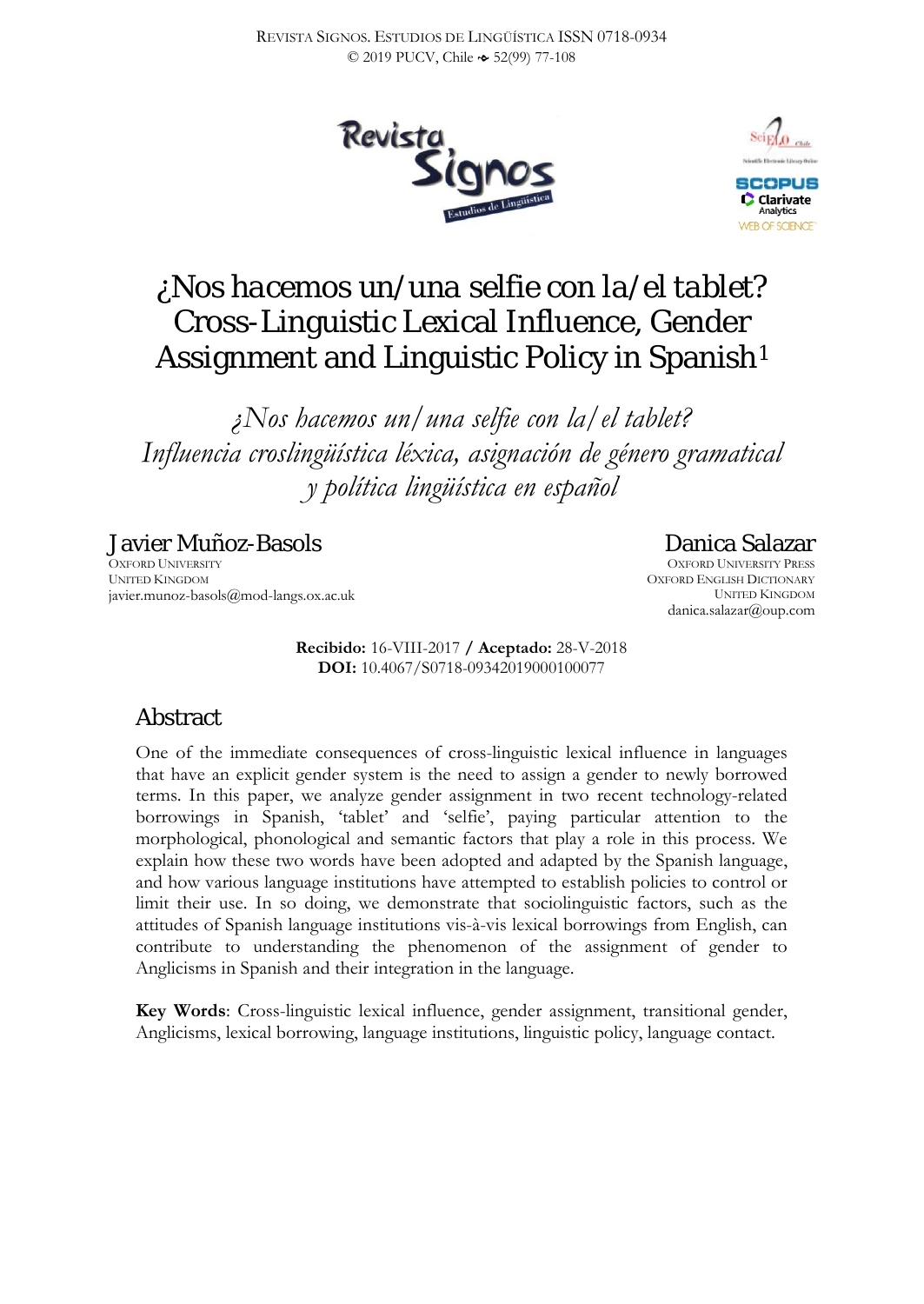# ¿Nos hacemos un/una *selfie* con la/el *tablet*? Cross-Linguistic Lexical Influence, Gender Assignment and Linguistic Policy in Spanish[1]

## *¿Nos hacemos un/una selfie con la/el tablet? Influencia croslingüística léxica, asignación de género gramatical y política lingüística en español*

**Javier Muñoz-Basols**
OXFORD UNIVERSITY
UNITED KINGDOM
javier.munoz-basols@mod-langs.ox.ac.uk

**Danica Salazar**
OXFORD UNIVERSITY PRESS
OXFORD ENGLISH DICTIONARY
UNITED KINGDOM
danica.salazar@oup.com

**Recibido:** 16-VIII-2017 / **Aceptado:** 28-V-2018
**DOI:** 10.4067/S0718-09342019000100077

## Abstract

One of the immediate consequences of cross-linguistic lexical influence in languages that have an explicit gender system is the need to assign a gender to newly borrowed terms. In this paper, we analyze gender assignment in two recent technology-related borrowings in Spanish, 'tablet' and 'selfie', paying particular attention to the morphological, phonological and semantic factors that play a role in this process. We explain how these two words have been adopted and adapted by the Spanish language, and how various language institutions have attempted to establish policies to control or limit their use. In so doing, we demonstrate that sociolinguistic factors, such as the attitudes of Spanish language institutions vis-à-vis lexical borrowings from English, can contribute to understanding the phenomenon of the assignment of gender to Anglicisms in Spanish and their integration in the language.

**Key Words**: Cross-linguistic lexical influence, gender assignment, transitional gender, Anglicisms, lexical borrowing, language institutions, linguistic policy, language contact.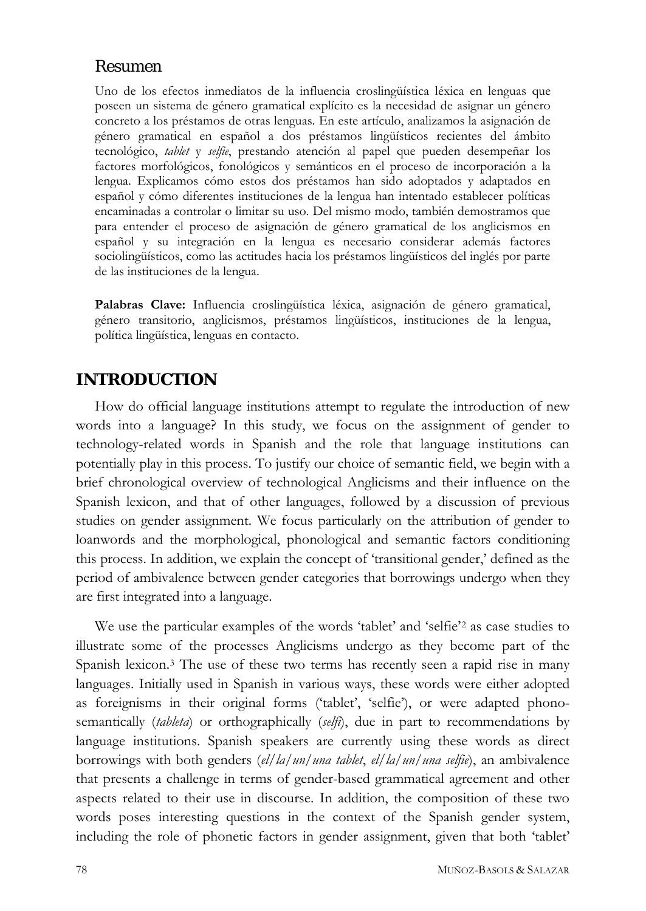## Resumen

Uno de los efectos inmediatos de la influencia croslingüística léxica en lenguas que poseen un sistema de género gramatical explícito es la necesidad de asignar un género concreto a los préstamos de otras lenguas. En este artículo, analizamos la asignación de género gramatical en español a dos préstamos lingüísticos recientes del ámbito tecnológico, *tablet* y *selfie*, prestando atención al papel que pueden desempeñar los factores morfológicos, fonológicos y semánticos en el proceso de incorporación a la lengua. Explicamos cómo estos dos préstamos han sido adoptados y adaptados en español y cómo diferentes instituciones de la lengua han intentado establecer políticas encaminadas a controlar o limitar su uso. Del mismo modo, también demostramos que para entender el proceso de asignación de género gramatical de los anglicismos en español y su integración en la lengua es necesario considerar además factores sociolingüísticos, como las actitudes hacia los préstamos lingüísticos del inglés por parte de las instituciones de la lengua.

**Palabras Clave:** Influencia croslingüística léxica, asignación de género gramatical, género transitorio, anglicismos, préstamos lingüísticos, instituciones de la lengua, política lingüística, lenguas en contacto.

# INTRODUCTION

How do official language institutions attempt to regulate the introduction of new words into a language? In this study, we focus on the assignment of gender to technology-related words in Spanish and the role that language institutions can potentially play in this process. To justify our choice of semantic field, we begin with a brief chronological overview of technological Anglicisms and their influence on the Spanish lexicon, and that of other languages, followed by a discussion of previous studies on gender assignment. We focus particularly on the attribution of gender to loanwords and the morphological, phonological and semantic factors conditioning this process. In addition, we explain the concept of 'transitional gender,' defined as the period of ambivalence between gender categories that borrowings undergo when they are first integrated into a language.

We use the particular examples of the words 'tablet' and 'selfie'[2] as case studies to illustrate some of the processes Anglicisms undergo as they become part of the Spanish lexicon.[3] The use of these two terms has recently seen a rapid rise in many languages. Initially used in Spanish in various ways, these words were either adopted as foreignisms in their original forms ('tablet', 'selfie'), or were adapted phono-semantically (*tableta*) or orthographically (*selfi*), due in part to recommendations by language institutions. Spanish speakers are currently using these words as direct borrowings with both genders (*el/la/un/una tablet*, *el/la/un/una selfie*), an ambivalence that presents a challenge in terms of gender-based grammatical agreement and other aspects related to their use in discourse. In addition, the composition of these two words poses interesting questions in the context of the Spanish gender system, including the role of phonetic factors in gender assignment, given that both 'tablet'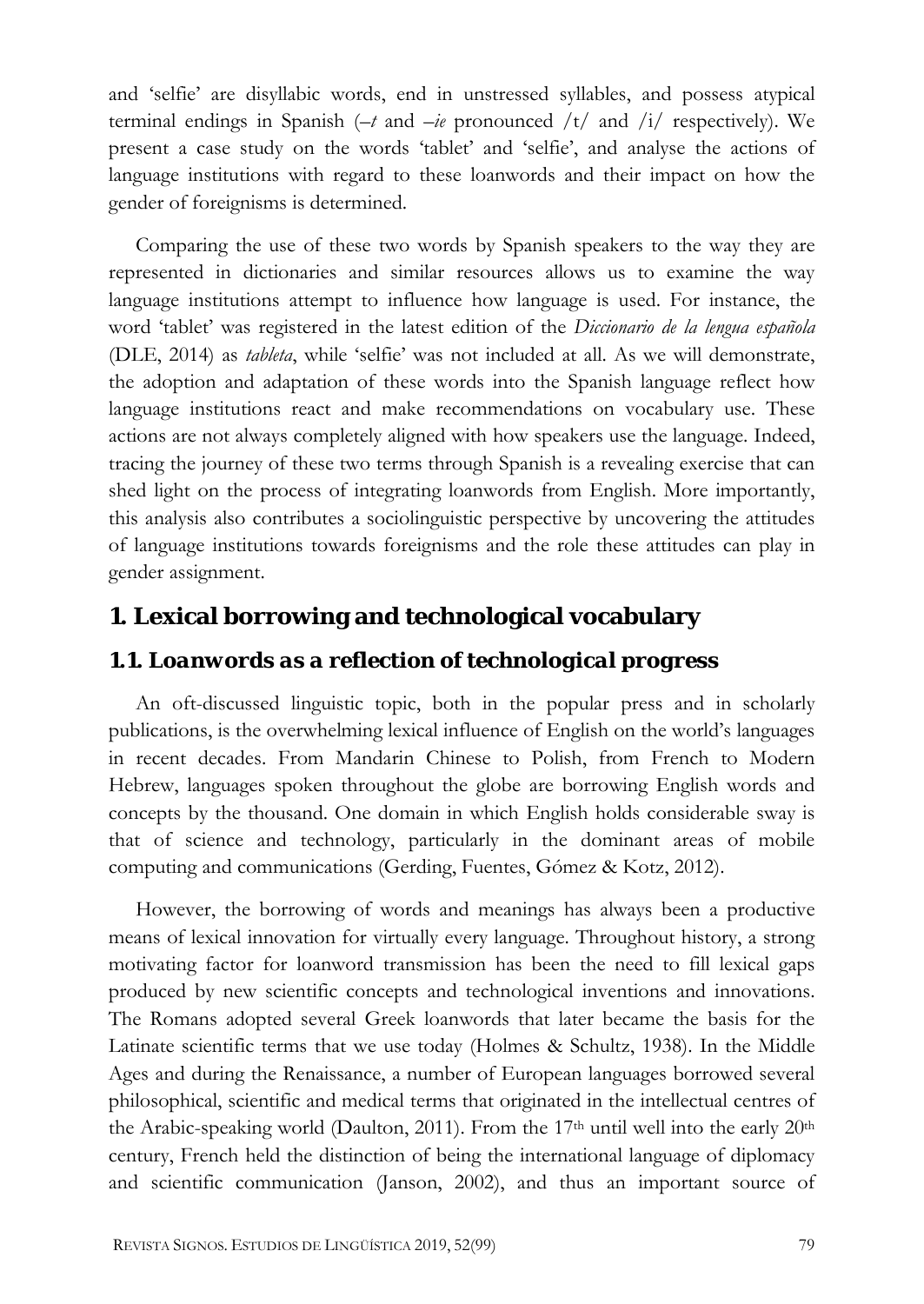and 'selfie' are disyllabic words, end in unstressed syllables, and possess atypical terminal endings in Spanish (*–t* and *–ie* pronounced /t/ and /i/ respectively). We present a case study on the words 'tablet' and 'selfie', and analyse the actions of language institutions with regard to these loanwords and their impact on how the gender of foreignisms is determined.

Comparing the use of these two words by Spanish speakers to the way they are represented in dictionaries and similar resources allows us to examine the way language institutions attempt to influence how language is used. For instance, the word 'tablet' was registered in the latest edition of the *Diccionario de la lengua española* (DLE, 2014) as *tableta*, while 'selfie' was not included at all. As we will demonstrate, the adoption and adaptation of these words into the Spanish language reflect how language institutions react and make recommendations on vocabulary use. These actions are not always completely aligned with how speakers use the language. Indeed, tracing the journey of these two terms through Spanish is a revealing exercise that can shed light on the process of integrating loanwords from English. More importantly, this analysis also contributes a sociolinguistic perspective by uncovering the attitudes of language institutions towards foreignisms and the role these attitudes can play in gender assignment.

## 1. Lexical borrowing and technological vocabulary

### 1.1. Loanwords as a reflection of technological progress

An oft-discussed linguistic topic, both in the popular press and in scholarly publications, is the overwhelming lexical influence of English on the world's languages in recent decades. From Mandarin Chinese to Polish, from French to Modern Hebrew, languages spoken throughout the globe are borrowing English words and concepts by the thousand. One domain in which English holds considerable sway is that of science and technology, particularly in the dominant areas of mobile computing and communications (Gerding, Fuentes, Gómez & Kotz, 2012).

However, the borrowing of words and meanings has always been a productive means of lexical innovation for virtually every language. Throughout history, a strong motivating factor for loanword transmission has been the need to fill lexical gaps produced by new scientific concepts and technological inventions and innovations. The Romans adopted several Greek loanwords that later became the basis for the Latinate scientific terms that we use today (Holmes & Schultz, 1938). In the Middle Ages and during the Renaissance, a number of European languages borrowed several philosophical, scientific and medical terms that originated in the intellectual centres of the Arabic-speaking world (Daulton, 2011). From the 17th until well into the early 20th century, French held the distinction of being the international language of diplomacy and scientific communication (Janson, 2002), and thus an important source of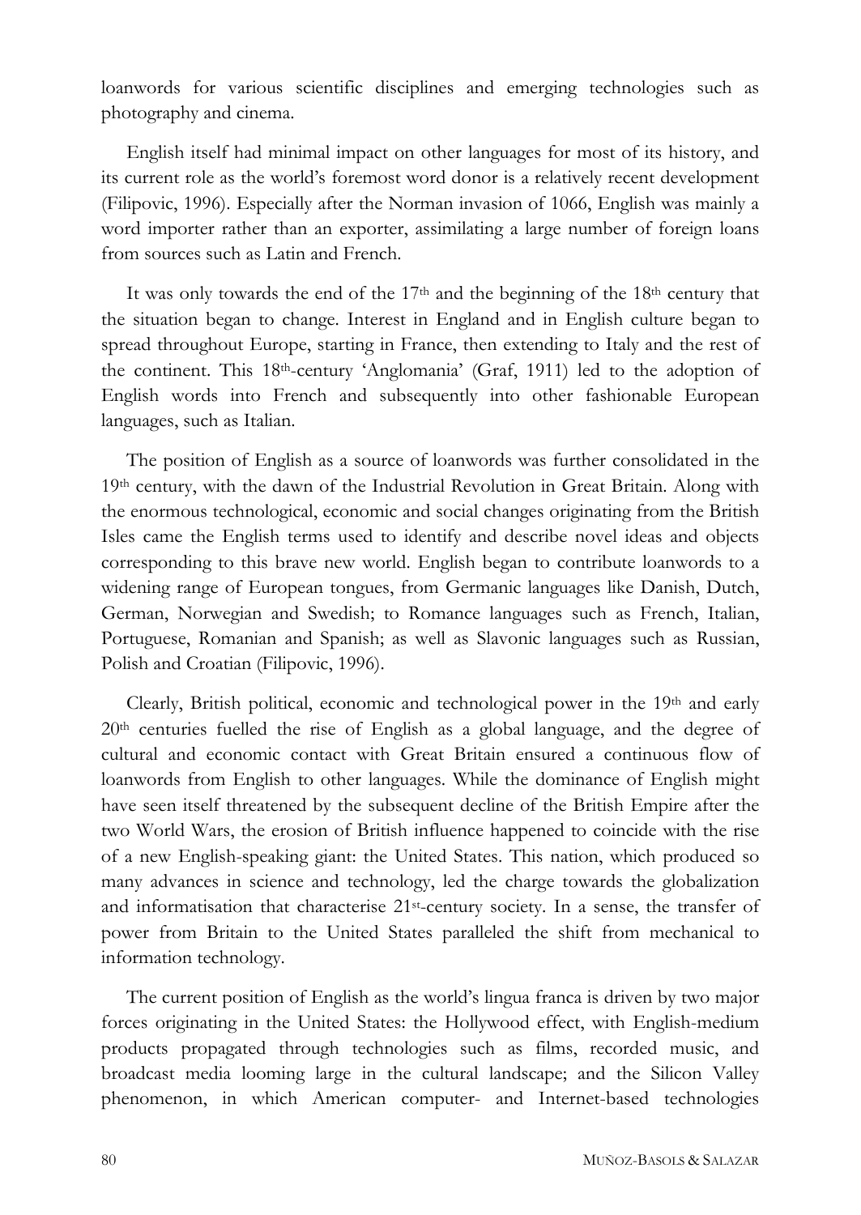loanwords for various scientific disciplines and emerging technologies such as photography and cinema.

English itself had minimal impact on other languages for most of its history, and its current role as the world's foremost word donor is a relatively recent development (Filipovic, 1996). Especially after the Norman invasion of 1066, English was mainly a word importer rather than an exporter, assimilating a large number of foreign loans from sources such as Latin and French.

It was only towards the end of the 17th and the beginning of the 18th century that the situation began to change. Interest in England and in English culture began to spread throughout Europe, starting in France, then extending to Italy and the rest of the continent. This 18th-century 'Anglomania' (Graf, 1911) led to the adoption of English words into French and subsequently into other fashionable European languages, such as Italian.

The position of English as a source of loanwords was further consolidated in the 19th century, with the dawn of the Industrial Revolution in Great Britain. Along with the enormous technological, economic and social changes originating from the British Isles came the English terms used to identify and describe novel ideas and objects corresponding to this brave new world. English began to contribute loanwords to a widening range of European tongues, from Germanic languages like Danish, Dutch, German, Norwegian and Swedish; to Romance languages such as French, Italian, Portuguese, Romanian and Spanish; as well as Slavonic languages such as Russian, Polish and Croatian (Filipovic, 1996).

Clearly, British political, economic and technological power in the 19th and early 20th centuries fuelled the rise of English as a global language, and the degree of cultural and economic contact with Great Britain ensured a continuous flow of loanwords from English to other languages. While the dominance of English might have seen itself threatened by the subsequent decline of the British Empire after the two World Wars, the erosion of British influence happened to coincide with the rise of a new English-speaking giant: the United States. This nation, which produced so many advances in science and technology, led the charge towards the globalization and informatisation that characterise 21st-century society. In a sense, the transfer of power from Britain to the United States paralleled the shift from mechanical to information technology.

The current position of English as the world's lingua franca is driven by two major forces originating in the United States: the Hollywood effect, with English-medium products propagated through technologies such as films, recorded music, and broadcast media looming large in the cultural landscape; and the Silicon Valley phenomenon, in which American computer- and Internet-based technologies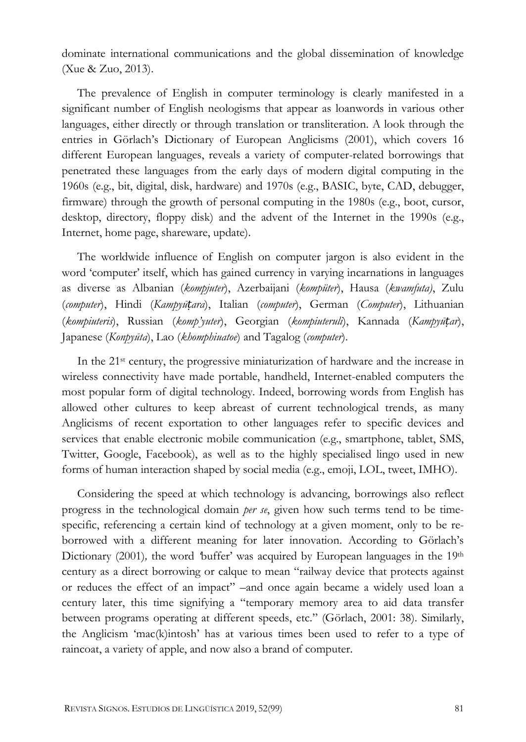dominate international communications and the global dissemination of knowledge (Xue & Zuo, 2013).

The prevalence of English in computer terminology is clearly manifested in a significant number of English neologisms that appear as loanwords in various other languages, either directly or through translation or transliteration. A look through the entries in Görlach's Dictionary of European Anglicisms (2001), which covers 16 different European languages, reveals a variety of computer-related borrowings that penetrated these languages from the early days of modern digital computing in the 1960s (e.g., bit, digital, disk, hardware) and 1970s (e.g., BASIC, byte, CAD, debugger, firmware) through the growth of personal computing in the 1980s (e.g., boot, cursor, desktop, directory, floppy disk) and the advent of the Internet in the 1990s (e.g., Internet, home page, shareware, update).

The worldwide influence of English on computer jargon is also evident in the word 'computer' itself, which has gained currency in varying incarnations in languages as diverse as Albanian (*kompjuter*), Azerbaijani (*kompüter*), Hausa (*kwamfuta)*, Zulu (*computer*), Hindi (*Kampyūṭara*), Italian (*computer*), German (*Computer*), Lithuanian (*kompiuteris*), Russian (*komp'yuter*), Georgian (*kompiuteruli*), Kannada (*Kampyūṭar*), Japanese (*Konpyūta*), Lao (*khomphiuatoe*) and Tagalog (*computer*).

In the 21st century, the progressive miniaturization of hardware and the increase in wireless connectivity have made portable, handheld, Internet-enabled computers the most popular form of digital technology. Indeed, borrowing words from English has allowed other cultures to keep abreast of current technological trends, as many Anglicisms of recent exportation to other languages refer to specific devices and services that enable electronic mobile communication (e.g., smartphone, tablet, SMS, Twitter, Google, Facebook), as well as to the highly specialised lingo used in new forms of human interaction shaped by social media (e.g., emoji, LOL, tweet, IMHO).

Considering the speed at which technology is advancing, borrowings also reflect progress in the technological domain *per se*, given how such terms tend to be time-specific, referencing a certain kind of technology at a given moment, only to be re-borrowed with a different meaning for later innovation. According to Görlach's Dictionary (2001)*,* the word *'*buffer' was acquired by European languages in the 19th century as a direct borrowing or calque to mean "railway device that protects against or reduces the effect of an impact" –and once again became a widely used loan a century later, this time signifying a "temporary memory area to aid data transfer between programs operating at different speeds, etc." (Görlach, 2001: 38). Similarly, the Anglicism 'mac(k)intosh' has at various times been used to refer to a type of raincoat, a variety of apple, and now also a brand of computer.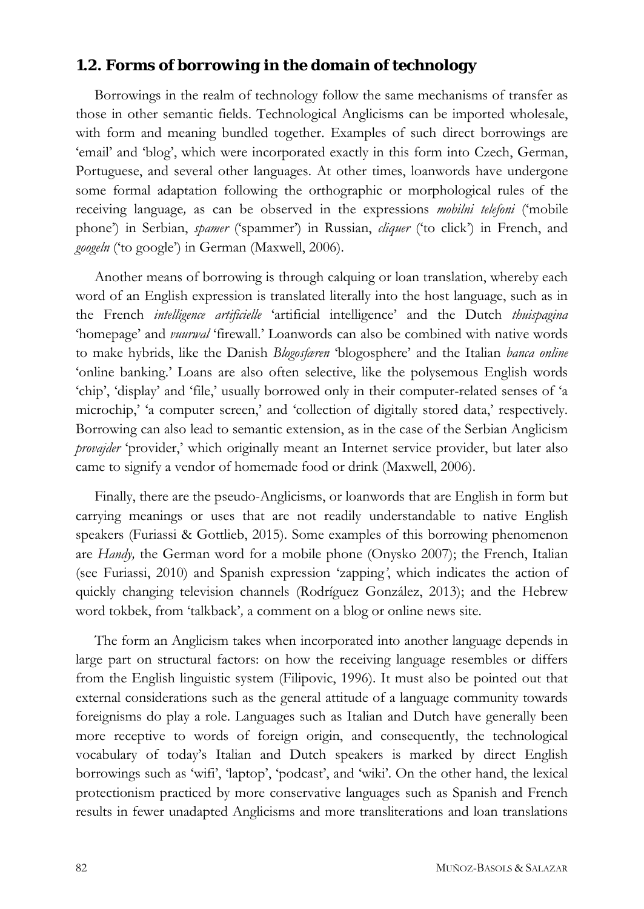## 1.2. Forms of borrowing in the domain of technology

Borrowings in the realm of technology follow the same mechanisms of transfer as those in other semantic fields. Technological Anglicisms can be imported wholesale, with form and meaning bundled together. Examples of such direct borrowings are 'email' and 'blog', which were incorporated exactly in this form into Czech, German, Portuguese, and several other languages. At other times, loanwords have undergone some formal adaptation following the orthographic or morphological rules of the receiving language, as can be observed in the expressions *mobilni telefoni* ('mobile phone') in Serbian, *spamer* ('spammer') in Russian, *cliquer* ('to click') in French, and *googeln* ('to google') in German (Maxwell, 2006).

Another means of borrowing is through calquing or loan translation, whereby each word of an English expression is translated literally into the host language, such as in the French *intelligence artificielle* 'artificial intelligence' and the Dutch *thuispagina* 'homepage' and *vuurwal* 'firewall.' Loanwords can also be combined with native words to make hybrids, like the Danish *Blogosfæren* 'blogosphere' and the Italian *banca online* 'online banking.' Loans are also often selective, like the polysemous English words 'chip', 'display' and 'file,' usually borrowed only in their computer-related senses of 'a microchip,' 'a computer screen,' and 'collection of digitally stored data,' respectively. Borrowing can also lead to semantic extension, as in the case of the Serbian Anglicism *provajder* 'provider,' which originally meant an Internet service provider, but later also came to signify a vendor of homemade food or drink (Maxwell, 2006).

Finally, there are the pseudo-Anglicisms, or loanwords that are English in form but carrying meanings or uses that are not readily understandable to native English speakers (Furiassi & Gottlieb, 2015). Some examples of this borrowing phenomenon are *Handy,* the German word for a mobile phone (Onysko 2007); the French, Italian (see Furiassi, 2010) and Spanish expression 'zapping', which indicates the action of quickly changing television channels (Rodríguez González, 2013); and the Hebrew word tokbek, from 'talkback', a comment on a blog or online news site.

The form an Anglicism takes when incorporated into another language depends in large part on structural factors: on how the receiving language resembles or differs from the English linguistic system (Filipovic, 1996). It must also be pointed out that external considerations such as the general attitude of a language community towards foreignisms do play a role. Languages such as Italian and Dutch have generally been more receptive to words of foreign origin, and consequently, the technological vocabulary of today's Italian and Dutch speakers is marked by direct English borrowings such as 'wifi', 'laptop', 'podcast', and 'wiki'. On the other hand, the lexical protectionism practiced by more conservative languages such as Spanish and French results in fewer unadapted Anglicisms and more transliterations and loan translations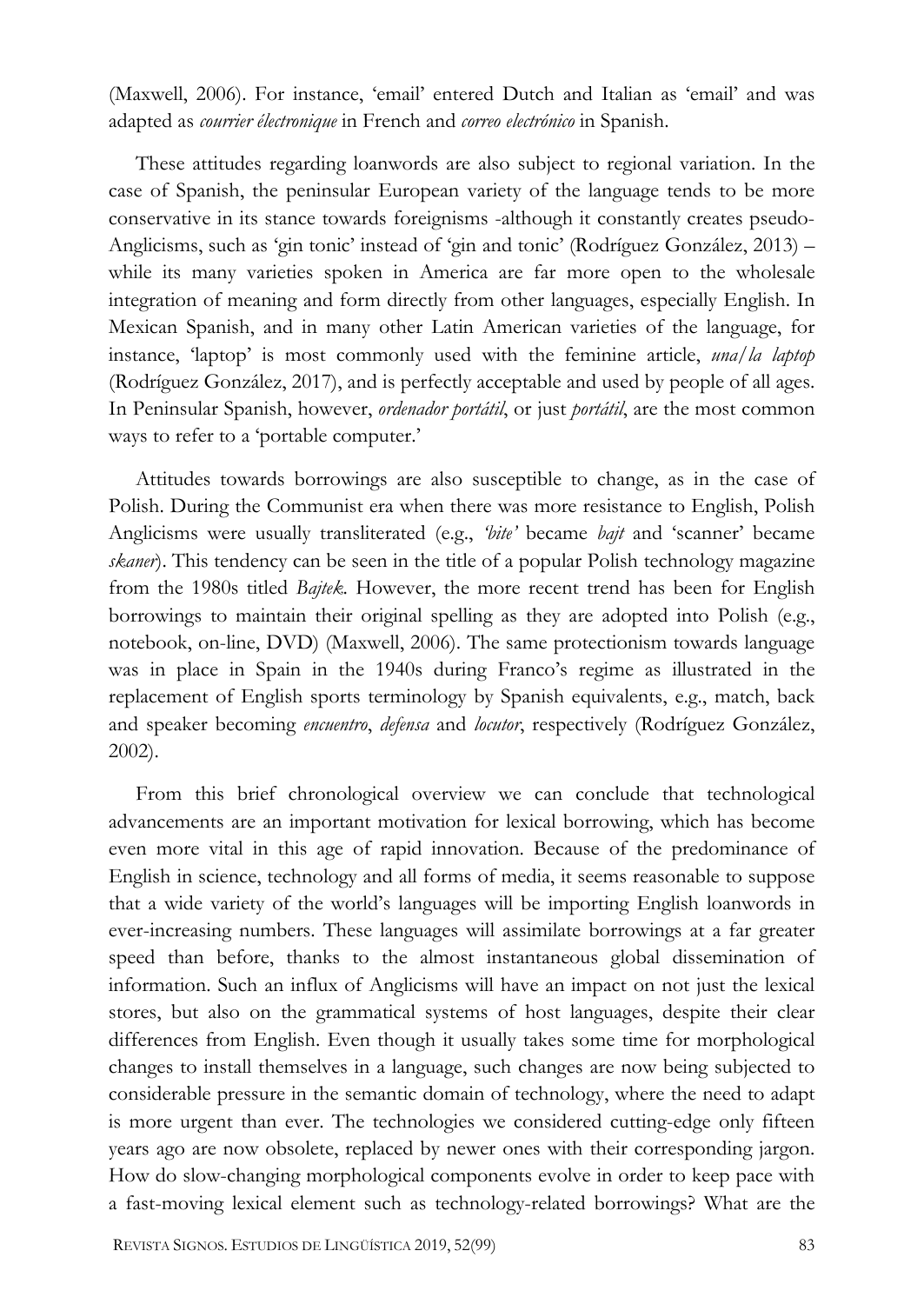(Maxwell, 2006). For instance, 'email' entered Dutch and Italian as 'email' and was adapted as *courrier électronique* in French and *correo electrónico* in Spanish.

These attitudes regarding loanwords are also subject to regional variation. In the case of Spanish, the peninsular European variety of the language tends to be more conservative in its stance towards foreignisms -although it constantly creates pseudo-Anglicisms, such as 'gin tonic' instead of 'gin and tonic' (Rodríguez González, 2013) – while its many varieties spoken in America are far more open to the wholesale integration of meaning and form directly from other languages, especially English. In Mexican Spanish, and in many other Latin American varieties of the language, for instance, 'laptop' is most commonly used with the feminine article, *una/la laptop* (Rodríguez González, 2017), and is perfectly acceptable and used by people of all ages. In Peninsular Spanish, however, *ordenador portátil*, or just *portátil*, are the most common ways to refer to a 'portable computer.'

Attitudes towards borrowings are also susceptible to change, as in the case of Polish. During the Communist era when there was more resistance to English, Polish Anglicisms were usually transliterated (e.g., *'bite'* became *bajt* and 'scanner' became *skaner*). This tendency can be seen in the title of a popular Polish technology magazine from the 1980s titled *Bajtek*. However, the more recent trend has been for English borrowings to maintain their original spelling as they are adopted into Polish (e.g., notebook, on-line, DVD) (Maxwell, 2006). The same protectionism towards language was in place in Spain in the 1940s during Franco's regime as illustrated in the replacement of English sports terminology by Spanish equivalents, e.g., match, back and speaker becoming *encuentro*, *defensa* and *locutor*, respectively (Rodríguez González, 2002).

From this brief chronological overview we can conclude that technological advancements are an important motivation for lexical borrowing, which has become even more vital in this age of rapid innovation. Because of the predominance of English in science, technology and all forms of media, it seems reasonable to suppose that a wide variety of the world's languages will be importing English loanwords in ever-increasing numbers. These languages will assimilate borrowings at a far greater speed than before, thanks to the almost instantaneous global dissemination of information. Such an influx of Anglicisms will have an impact on not just the lexical stores, but also on the grammatical systems of host languages, despite their clear differences from English. Even though it usually takes some time for morphological changes to install themselves in a language, such changes are now being subjected to considerable pressure in the semantic domain of technology, where the need to adapt is more urgent than ever. The technologies we considered cutting-edge only fifteen years ago are now obsolete, replaced by newer ones with their corresponding jargon. How do slow-changing morphological components evolve in order to keep pace with a fast-moving lexical element such as technology-related borrowings? What are the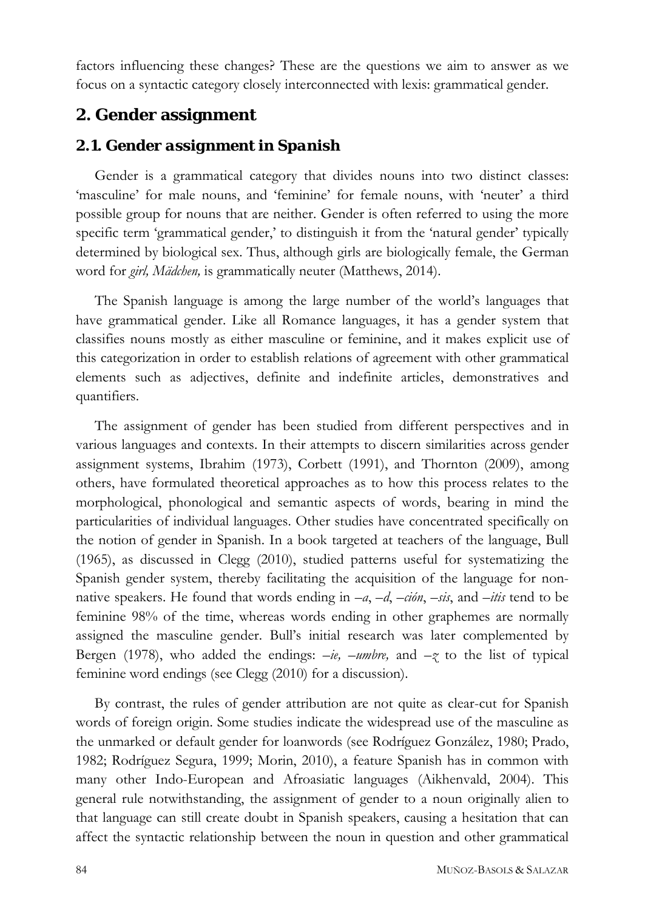factors influencing these changes? These are the questions we aim to answer as we focus on a syntactic category closely interconnected with lexis: grammatical gender.

## 2. Gender assignment

### 2.1. Gender assignment in Spanish

Gender is a grammatical category that divides nouns into two distinct classes: 'masculine' for male nouns, and 'feminine' for female nouns, with 'neuter' a third possible group for nouns that are neither. Gender is often referred to using the more specific term 'grammatical gender,' to distinguish it from the 'natural gender' typically determined by biological sex. Thus, although girls are biologically female, the German word for *girl, Mädchen,* is grammatically neuter (Matthews, 2014).

The Spanish language is among the large number of the world's languages that have grammatical gender. Like all Romance languages, it has a gender system that classifies nouns mostly as either masculine or feminine, and it makes explicit use of this categorization in order to establish relations of agreement with other grammatical elements such as adjectives, definite and indefinite articles, demonstratives and quantifiers.

The assignment of gender has been studied from different perspectives and in various languages and contexts. In their attempts to discern similarities across gender assignment systems, Ibrahim (1973), Corbett (1991), and Thornton (2009), among others, have formulated theoretical approaches as to how this process relates to the morphological, phonological and semantic aspects of words, bearing in mind the particularities of individual languages. Other studies have concentrated specifically on the notion of gender in Spanish. In a book targeted at teachers of the language, Bull (1965), as discussed in Clegg (2010), studied patterns useful for systematizing the Spanish gender system, thereby facilitating the acquisition of the language for non-native speakers. He found that words ending in *–a*, *–d*, *–ción*, *–sis*, and *–itis* tend to be feminine 98% of the time, whereas words ending in other graphemes are normally assigned the masculine gender. Bull's initial research was later complemented by Bergen (1978), who added the endings: *–ie, –umbre,* and *–z* to the list of typical feminine word endings (see Clegg (2010) for a discussion).

By contrast, the rules of gender attribution are not quite as clear-cut for Spanish words of foreign origin. Some studies indicate the widespread use of the masculine as the unmarked or default gender for loanwords (see Rodríguez González, 1980; Prado, 1982; Rodríguez Segura, 1999; Morin, 2010), a feature Spanish has in common with many other Indo-European and Afroasiatic languages (Aikhenvald, 2004). This general rule notwithstanding, the assignment of gender to a noun originally alien to that language can still create doubt in Spanish speakers, causing a hesitation that can affect the syntactic relationship between the noun in question and other grammatical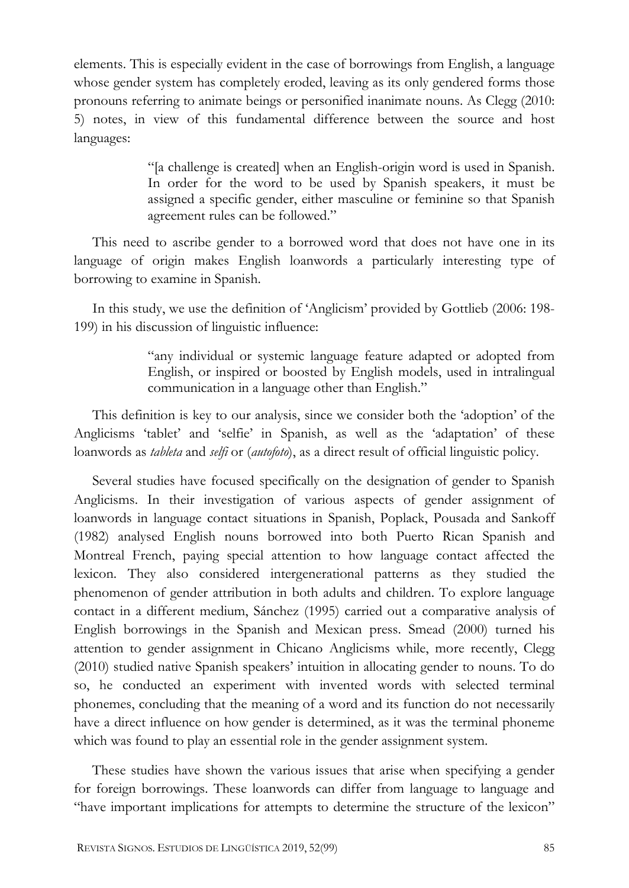elements. This is especially evident in the case of borrowings from English, a language whose gender system has completely eroded, leaving as its only gendered forms those pronouns referring to animate beings or personified inanimate nouns. As Clegg (2010: 5) notes, in view of this fundamental difference between the source and host languages:

> "[a challenge is created] when an English-origin word is used in Spanish. In order for the word to be used by Spanish speakers, it must be assigned a specific gender, either masculine or feminine so that Spanish agreement rules can be followed."

This need to ascribe gender to a borrowed word that does not have one in its language of origin makes English loanwords a particularly interesting type of borrowing to examine in Spanish.

In this study, we use the definition of 'Anglicism' provided by Gottlieb (2006: 198-199) in his discussion of linguistic influence:

> "any individual or systemic language feature adapted or adopted from English, or inspired or boosted by English models, used in intralingual communication in a language other than English."

This definition is key to our analysis, since we consider both the 'adoption' of the Anglicisms 'tablet' and 'selfie' in Spanish, as well as the 'adaptation' of these loanwords as *tableta* and *selfi* or (*autofoto*), as a direct result of official linguistic policy.

Several studies have focused specifically on the designation of gender to Spanish Anglicisms. In their investigation of various aspects of gender assignment of loanwords in language contact situations in Spanish, Poplack, Pousada and Sankoff (1982) analysed English nouns borrowed into both Puerto Rican Spanish and Montreal French, paying special attention to how language contact affected the lexicon. They also considered intergenerational patterns as they studied the phenomenon of gender attribution in both adults and children. To explore language contact in a different medium, Sánchez (1995) carried out a comparative analysis of English borrowings in the Spanish and Mexican press. Smead (2000) turned his attention to gender assignment in Chicano Anglicisms while, more recently, Clegg (2010) studied native Spanish speakers' intuition in allocating gender to nouns. To do so, he conducted an experiment with invented words with selected terminal phonemes, concluding that the meaning of a word and its function do not necessarily have a direct influence on how gender is determined, as it was the terminal phoneme which was found to play an essential role in the gender assignment system.

These studies have shown the various issues that arise when specifying a gender for foreign borrowings. These loanwords can differ from language to language and "have important implications for attempts to determine the structure of the lexicon"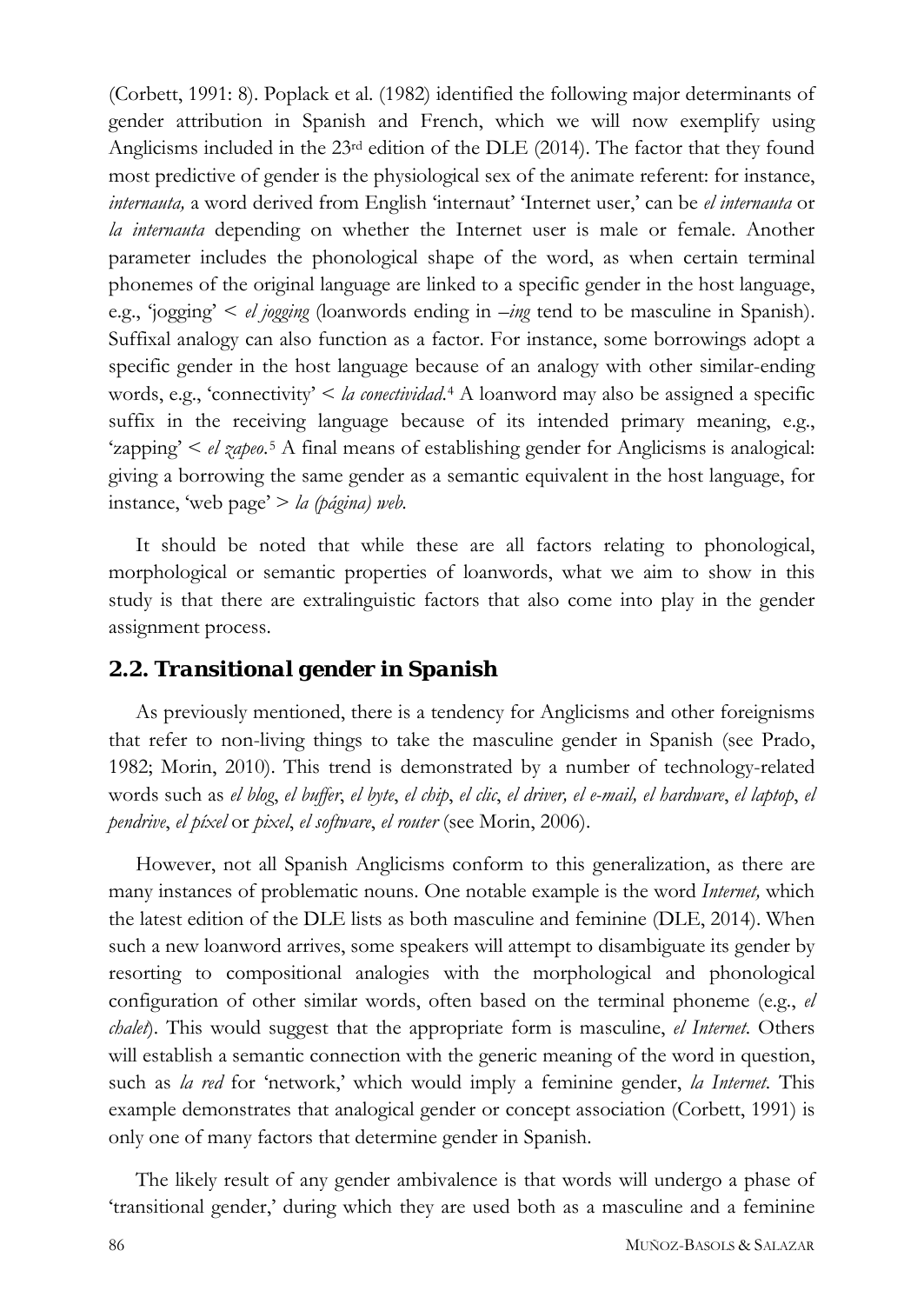(Corbett, 1991: 8). Poplack et al. (1982) identified the following major determinants of gender attribution in Spanish and French, which we will now exemplify using Anglicisms included in the 23rd edition of the DLE (2014). The factor that they found most predictive of gender is the physiological sex of the animate referent: for instance, *internauta,* a word derived from English 'internaut' 'Internet user,' can be *el internauta* or *la internauta* depending on whether the Internet user is male or female. Another parameter includes the phonological shape of the word, as when certain terminal phonemes of the original language are linked to a specific gender in the host language, e.g., 'jogging' < *el jogging* (loanwords ending in *–ing* tend to be masculine in Spanish). Suffixal analogy can also function as a factor. For instance, some borrowings adopt a specific gender in the host language because of an analogy with other similar-ending words, e.g., 'connectivity' < *la conectividad*.[4] A loanword may also be assigned a specific suffix in the receiving language because of its intended primary meaning, e.g., 'zapping' < *el zapeo*.[5] A final means of establishing gender for Anglicisms is analogical: giving a borrowing the same gender as a semantic equivalent in the host language, for instance, 'web page' > *la (página) web*.

It should be noted that while these are all factors relating to phonological, morphological or semantic properties of loanwords, what we aim to show in this study is that there are extralinguistic factors that also come into play in the gender assignment process.

## 2.2. Transitional gender in Spanish

As previously mentioned, there is a tendency for Anglicisms and other foreignisms that refer to non-living things to take the masculine gender in Spanish (see Prado, 1982; Morin, 2010). This trend is demonstrated by a number of technology-related words such as *el blog*, *el buffer*, *el byte*, *el chip*, *el clic*, *el driver, el e-mail, el hardware*, *el laptop*, *el pendrive*, *el píxel* or *pixel*, *el software*, *el router* (see Morin, 2006).

However, not all Spanish Anglicisms conform to this generalization, as there are many instances of problematic nouns. One notable example is the word *Internet,* which the latest edition of the DLE lists as both masculine and feminine (DLE, 2014). When such a new loanword arrives, some speakers will attempt to disambiguate its gender by resorting to compositional analogies with the morphological and phonological configuration of other similar words, often based on the terminal phoneme (e.g., *el chalet*). This would suggest that the appropriate form is masculine, *el Internet*. Others will establish a semantic connection with the generic meaning of the word in question, such as *la red* for 'network,' which would imply a feminine gender, *la Internet*. This example demonstrates that analogical gender or concept association (Corbett, 1991) is only one of many factors that determine gender in Spanish.

The likely result of any gender ambivalence is that words will undergo a phase of 'transitional gender,' during which they are used both as a masculine and a feminine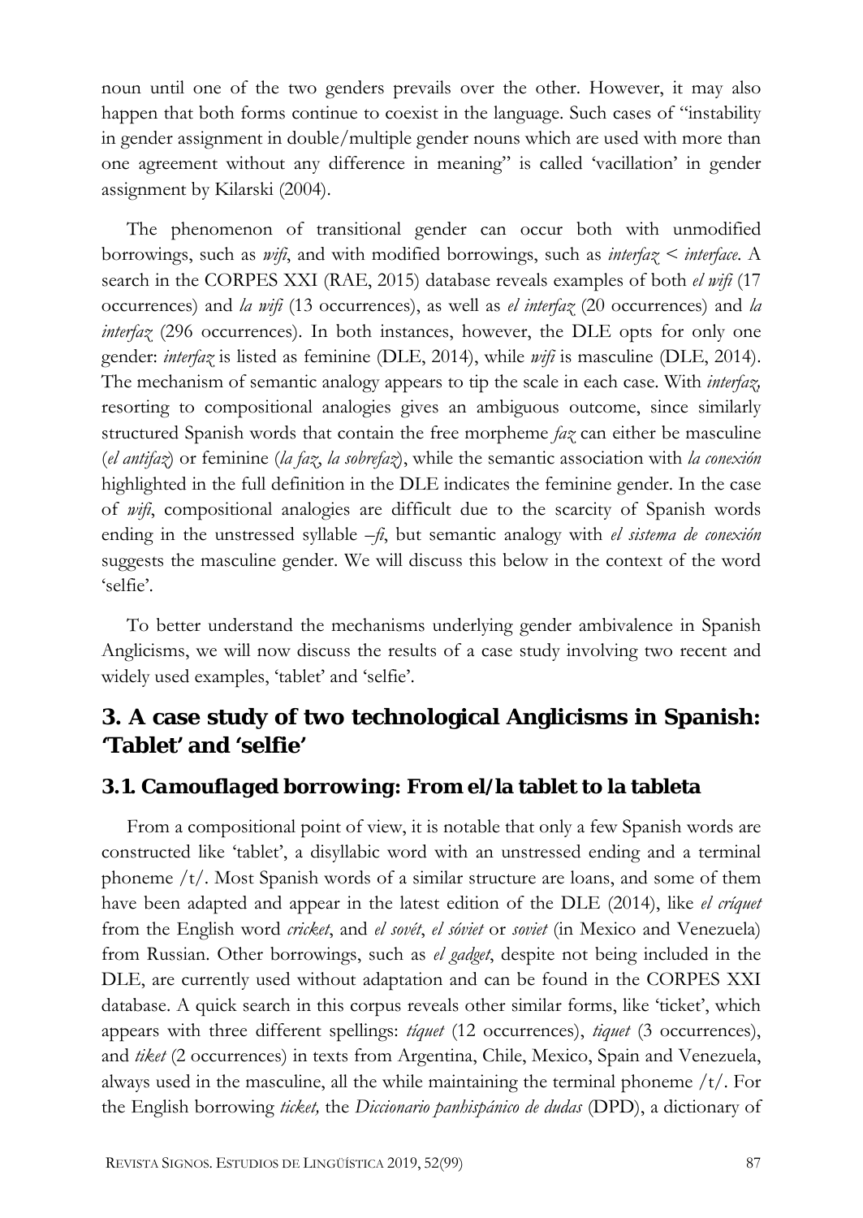noun until one of the two genders prevails over the other. However, it may also happen that both forms continue to coexist in the language. Such cases of "instability in gender assignment in double/multiple gender nouns which are used with more than one agreement without any difference in meaning" is called 'vacillation' in gender assignment by Kilarski (2004).

The phenomenon of transitional gender can occur both with unmodified borrowings, such as *wifi*, and with modified borrowings, such as *interfaz* < *interface*. A search in the CORPES XXI (RAE, 2015) database reveals examples of both *el wifi* (17 occurrences) and *la wifi* (13 occurrences), as well as *el interfaz* (20 occurrences) and *la interfaz* (296 occurrences). In both instances, however, the DLE opts for only one gender: *interfaz* is listed as feminine (DLE, 2014), while *wifi* is masculine (DLE, 2014). The mechanism of semantic analogy appears to tip the scale in each case. With *interfaz*, resorting to compositional analogies gives an ambiguous outcome, since similarly structured Spanish words that contain the free morpheme *faz* can either be masculine (*el antifaz*) or feminine (*la faz*, *la sobrefaz*), while the semantic association with *la conexión* highlighted in the full definition in the DLE indicates the feminine gender. In the case of *wifi*, compositional analogies are difficult due to the scarcity of Spanish words ending in the unstressed syllable *–fi*, but semantic analogy with *el sistema de conexión* suggests the masculine gender. We will discuss this below in the context of the word 'selfie'.

To better understand the mechanisms underlying gender ambivalence in Spanish Anglicisms, we will now discuss the results of a case study involving two recent and widely used examples, 'tablet' and 'selfie'.

## 3. A case study of two technological Anglicisms in Spanish: 'Tablet' and 'selfie'

### 3.1. Camouflaged borrowing: From el/la tablet to la tableta

From a compositional point of view, it is notable that only a few Spanish words are constructed like 'tablet', a disyllabic word with an unstressed ending and a terminal phoneme /t/. Most Spanish words of a similar structure are loans, and some of them have been adapted and appear in the latest edition of the DLE (2014), like *el críquet* from the English word *cricket*, and *el sovét*, *el sóviet* or *soviet* (in Mexico and Venezuela) from Russian. Other borrowings, such as *el gadget*, despite not being included in the DLE, are currently used without adaptation and can be found in the CORPES XXI database. A quick search in this corpus reveals other similar forms, like 'ticket', which appears with three different spellings: *tíquet* (12 occurrences), *tiquet* (3 occurrences), and *tiket* (2 occurrences) in texts from Argentina, Chile, Mexico, Spain and Venezuela, always used in the masculine, all the while maintaining the terminal phoneme /t/. For the English borrowing *ticket,* the *Diccionario panhispánico de dudas* (DPD), a dictionary of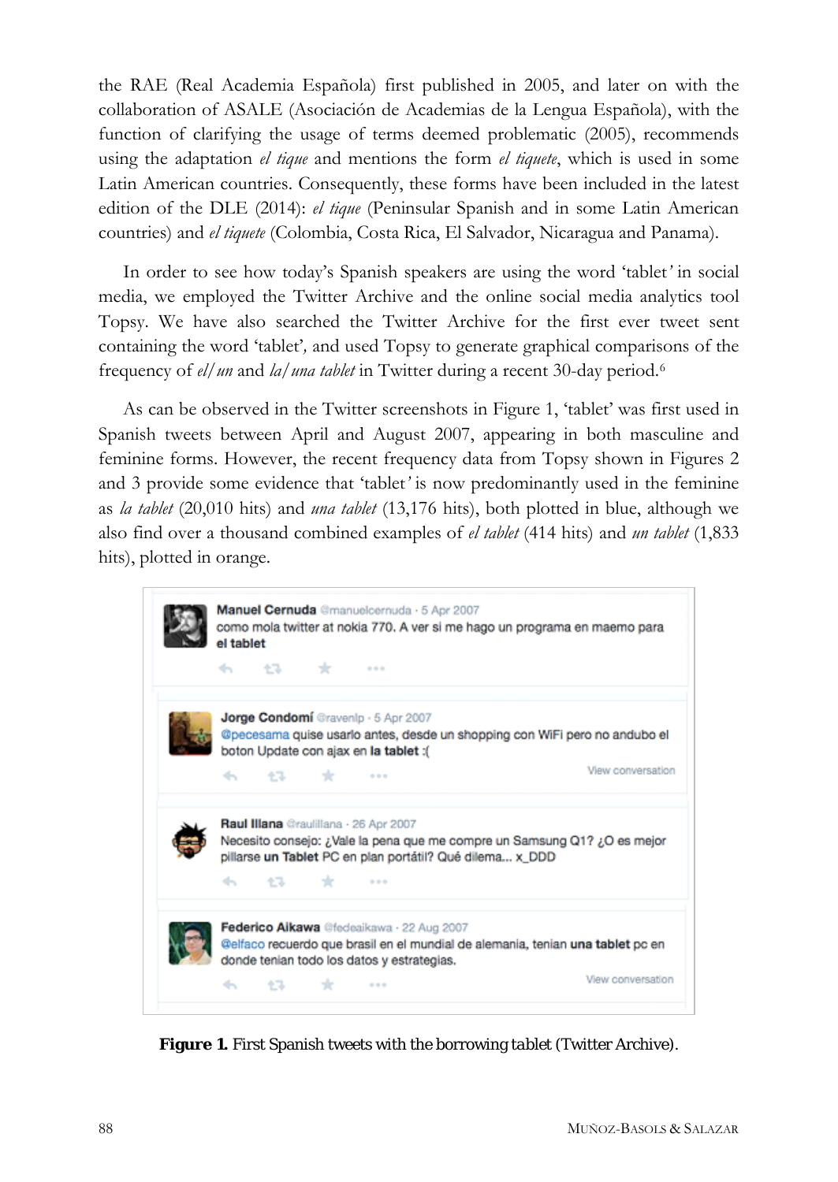the RAE (Real Academia Española) first published in 2005, and later on with the collaboration of ASALE (Asociación de Academias de la Lengua Española), with the function of clarifying the usage of terms deemed problematic (2005), recommends using the adaptation *el tique* and mentions the form *el tiquete*, which is used in some Latin American countries. Consequently, these forms have been included in the latest edition of the DLE (2014): *el tique* (Peninsular Spanish and in some Latin American countries) and *el tiquete* (Colombia, Costa Rica, El Salvador, Nicaragua and Panama).

In order to see how today's Spanish speakers are using the word 'tablet' in social media, we employed the Twitter Archive and the online social media analytics tool Topsy. We have also searched the Twitter Archive for the first ever tweet sent containing the word 'tablet', and used Topsy to generate graphical comparisons of the frequency of *el/un* and *la/una tablet* in Twitter during a recent 30-day period.[6]

As can be observed in the Twitter screenshots in Figure 1, 'tablet' was first used in Spanish tweets between April and August 2007, appearing in both masculine and feminine forms. However, the recent frequency data from Topsy shown in Figures 2 and 3 provide some evidence that 'tablet' is now predominantly used in the feminine as *la tablet* (20,010 hits) and *una tablet* (13,176 hits), both plotted in blue, although we also find over a thousand combined examples of *el tablet* (414 hits) and *un tablet* (1,833 hits), plotted in orange.

**Manuel Cernuda** @manuelcernuda · 5 Apr 2007
como mola twitter at nokia 770. A ver si me hago un programa en maemo para **el tablet**

**Jorge Condomí** @ravenlp · 5 Apr 2007
@pecesama quise usarlo antes, desde un shopping con WiFi pero no andubo el boton Update con ajax en **la tablet** :(

**Raul Illana** @raulillana · 26 Apr 2007
Necesito consejo: ¿Vale la pena que me compre un Samsung Q1? ¿O es mejor pillarse **un Tablet** PC en plan portátil? Qué dilema... x_DDD

**Federico Aikawa** @fedeaikawa · 22 Aug 2007
@elfaco recuerdo que brasil en el mundial de alemania, tenian **una tablet** pc en donde tenian todo los datos y estrategias.

**Figure 1.** First Spanish tweets with the borrowing tablet (Twitter Archive).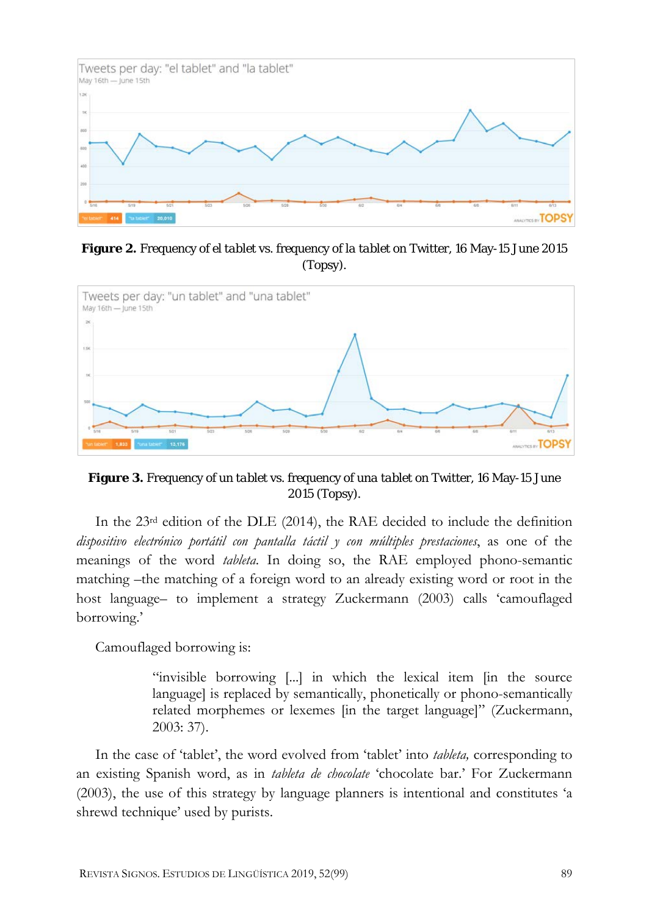**Figure 2.** Frequency of *el tablet* vs. frequency of *la tablet* on Twitter, 16 May-15 June 2015 (Topsy).

**Figure 3.** Frequency of *un tablet* vs. frequency of *una tablet* on Twitter, 16 May-15 June 2015 (Topsy).

In the 23rd edition of the DLE (2014), the RAE decided to include the definition *dispositivo electrónico portátil con pantalla táctil y con múltiples prestaciones*, as one of the meanings of the word *tableta*. In doing so, the RAE employed phono-semantic matching –the matching of a foreign word to an already existing word or root in the host language– to implement a strategy Zuckermann (2003) calls 'camouflaged borrowing.'

Camouflaged borrowing is:

> "invisible borrowing [...] in which the lexical item [in the source language] is replaced by semantically, phonetically or phono-semantically related morphemes or lexemes [in the target language]" (Zuckermann, 2003: 37).

In the case of 'tablet', the word evolved from 'tablet' into *tableta,* corresponding to an existing Spanish word, as in *tableta de chocolate* 'chocolate bar.' For Zuckermann (2003), the use of this strategy by language planners is intentional and constitutes 'a shrewd technique' used by purists.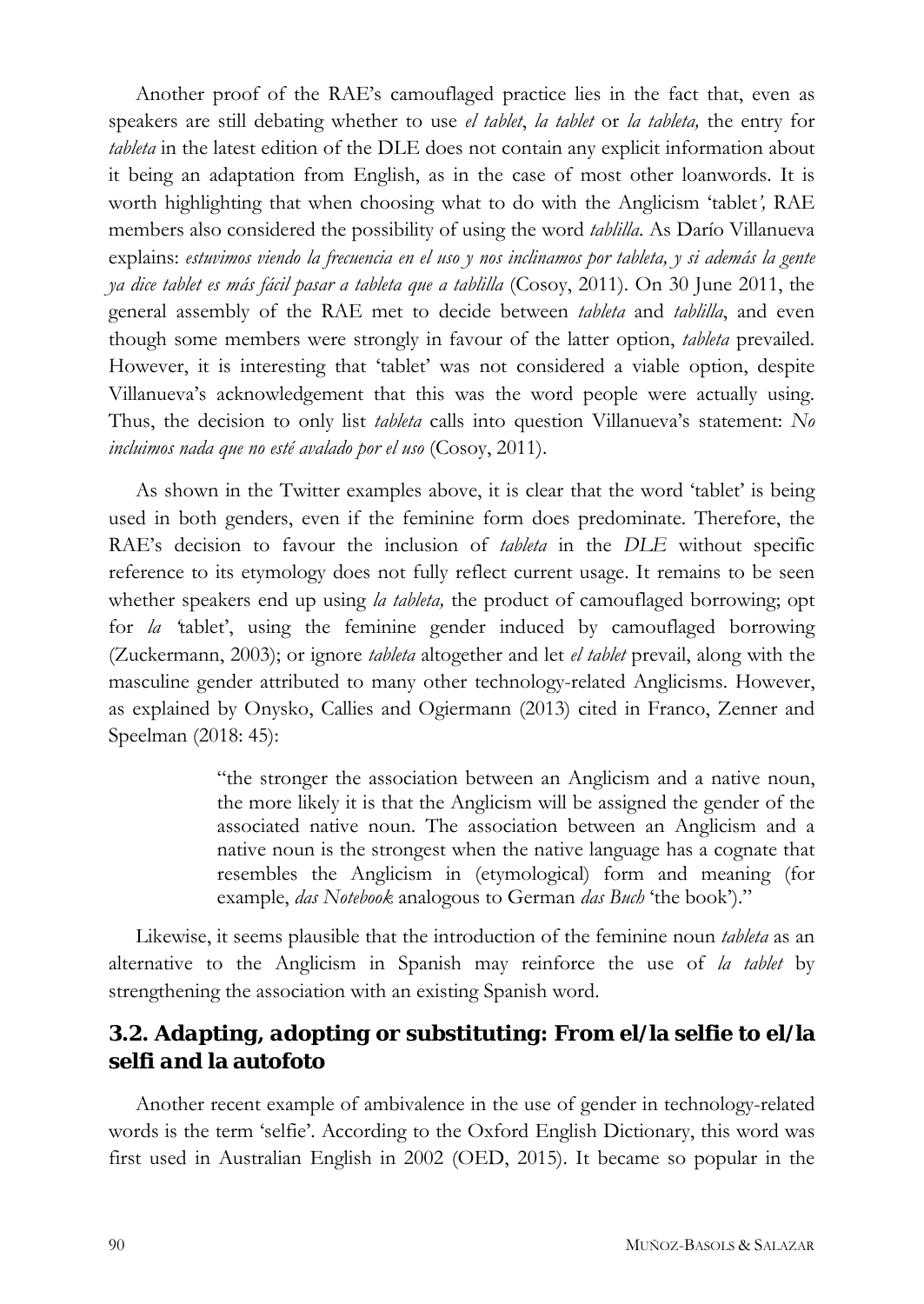Another proof of the RAE's camouflaged practice lies in the fact that, even as speakers are still debating whether to use *el tablet*, *la tablet* or *la tableta,* the entry for *tableta* in the latest edition of the DLE does not contain any explicit information about it being an adaptation from English, as in the case of most other loanwords. It is worth highlighting that when choosing what to do with the Anglicism 'tablet*',* RAE members also considered the possibility of using the word *tablilla*. As Darío Villanueva explains: *estuvimos viendo la frecuencia en el uso y nos inclinamos por tableta, y si además la gente ya dice tablet es más fácil pasar a tableta que a tablilla* (Cosoy, 2011). On 30 June 2011, the general assembly of the RAE met to decide between *tableta* and *tablilla*, and even though some members were strongly in favour of the latter option, *tableta* prevailed. However, it is interesting that 'tablet' was not considered a viable option, despite Villanueva's acknowledgement that this was the word people were actually using. Thus, the decision to only list *tableta* calls into question Villanueva's statement: *No incluimos nada que no esté avalado por el uso* (Cosoy, 2011).

As shown in the Twitter examples above, it is clear that the word 'tablet' is being used in both genders, even if the feminine form does predominate. Therefore, the RAE's decision to favour the inclusion of *tableta* in the *DLE* without specific reference to its etymology does not fully reflect current usage. It remains to be seen whether speakers end up using *la tableta,* the product of camouflaged borrowing; opt for *la* 'tablet', using the feminine gender induced by camouflaged borrowing (Zuckermann, 2003); or ignore *tableta* altogether and let *el tablet* prevail, along with the masculine gender attributed to many other technology-related Anglicisms. However, as explained by Onysko, Callies and Ogiermann (2013) cited in Franco, Zenner and Speelman (2018: 45):

> "the stronger the association between an Anglicism and a native noun, the more likely it is that the Anglicism will be assigned the gender of the associated native noun. The association between an Anglicism and a native noun is the strongest when the native language has a cognate that resembles the Anglicism in (etymological) form and meaning (for example, *das Notebook* analogous to German *das Buch* 'the book')."

Likewise, it seems plausible that the introduction of the feminine noun *tableta* as an alternative to the Anglicism in Spanish may reinforce the use of *la tablet* by strengthening the association with an existing Spanish word.

### 3.2. Adapting, adopting or substituting: From el/la selfie to el/la selfi and la autofoto

Another recent example of ambivalence in the use of gender in technology-related words is the term 'selfie'. According to the Oxford English Dictionary, this word was first used in Australian English in 2002 (OED, 2015). It became so popular in the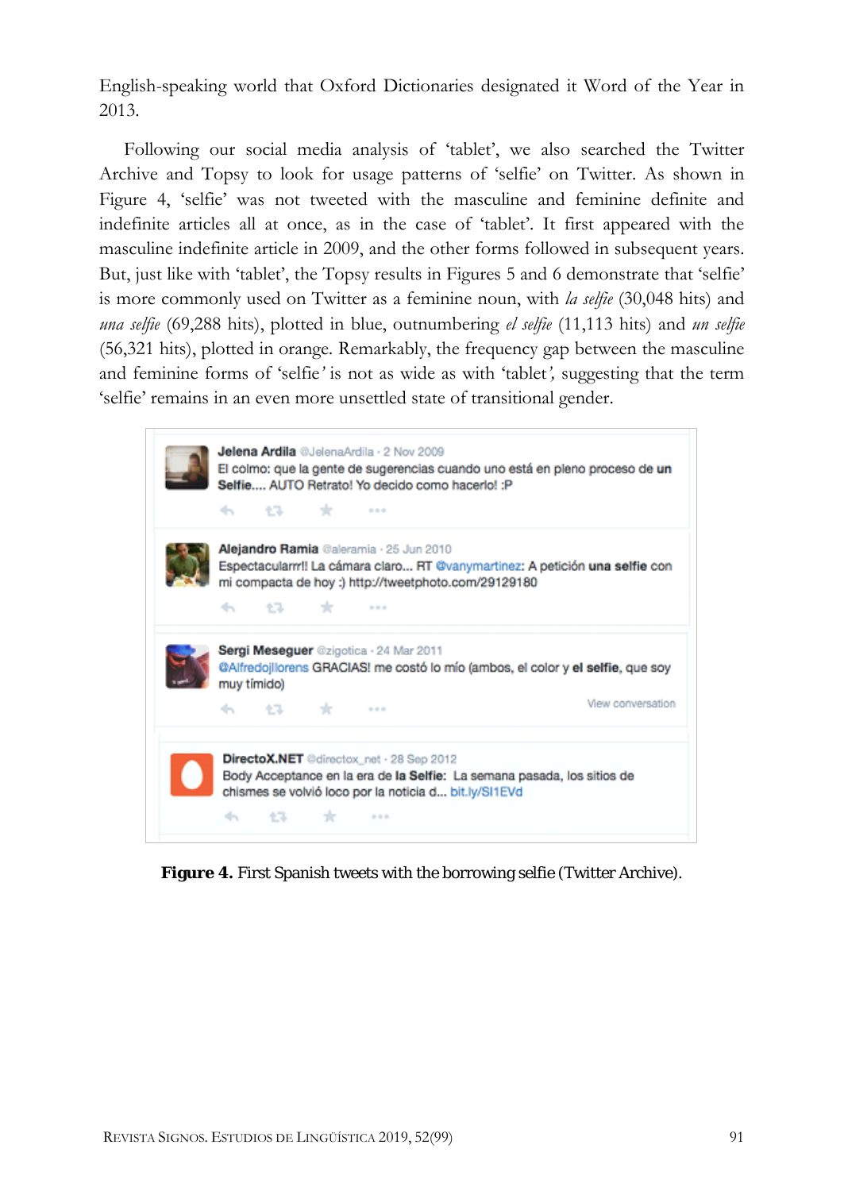English-speaking world that Oxford Dictionaries designated it Word of the Year in 2013.

Following our social media analysis of 'tablet', we also searched the Twitter Archive and Topsy to look for usage patterns of 'selfie' on Twitter. As shown in Figure 4, 'selfie' was not tweeted with the masculine and feminine definite and indefinite articles all at once, as in the case of 'tablet'. It first appeared with the masculine indefinite article in 2009, and the other forms followed in subsequent years. But, just like with 'tablet', the Topsy results in Figures 5 and 6 demonstrate that 'selfie' is more commonly used on Twitter as a feminine noun, with *la selfie* (30,048 hits) and *una selfie* (69,288 hits), plotted in blue, outnumbering *el selfie* (11,113 hits) and *un selfie* (56,321 hits), plotted in orange. Remarkably, the frequency gap between the masculine and feminine forms of 'selfie' is not as wide as with 'tablet', suggesting that the term 'selfie' remains in an even more unsettled state of transitional gender.

**Jelena Ardila** @JelenaArdila · 2 Nov 2009
El colmo: que la gente de sugerencias cuando uno está en pleno proceso de **un Selfie**.... AUTO Retrato! Yo decido como hacerlo! :P

**Alejandro Ramia** @aleramia · 25 Jun 2010
Espectacularrr!! La cámara claro... RT @vanymartinez: A petición **una selfie** con mi compacta de hoy :) http://tweetphoto.com/29129180

**Sergi Meseguer** @zigotica · 24 Mar 2011
@Alfredojllorens GRACIAS! me costó lo mío (ambos, el color y **el selfie**, que soy muy tímido)
View conversation

**DirectoX.NET** @directox_net · 28 Sep 2012
Body Acceptance en la era de **la Selfie**: La semana pasada, los sitios de chismes se volvió loco por la noticia d... bit.ly/SI1EVd

**Figure 4.** First Spanish tweets with the borrowing selfie (Twitter Archive).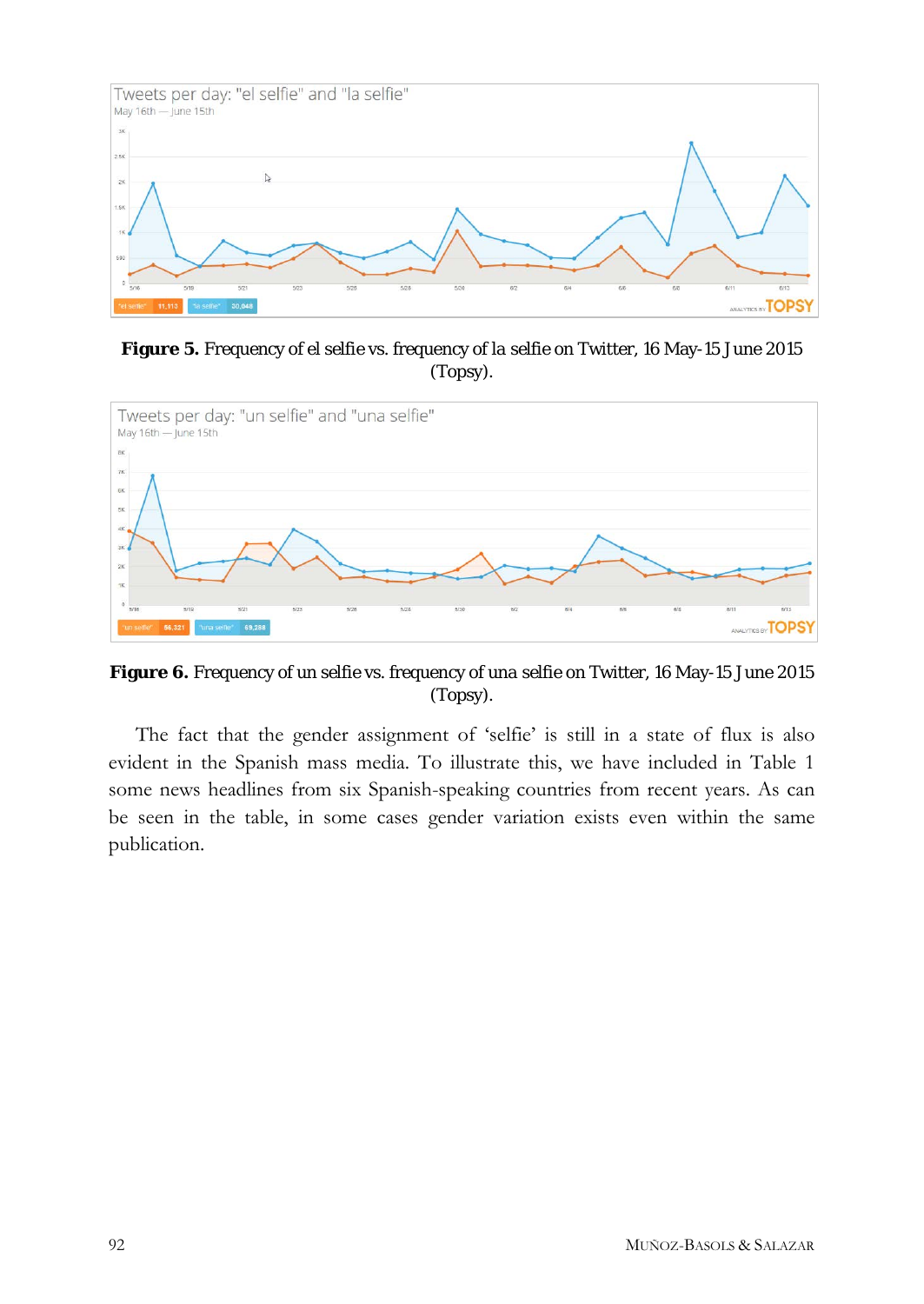**Figure 5.** Frequency of el selfie vs. frequency of la selfie on Twitter, 16 May-15 June 2015 (Topsy).

**Figure 6.** Frequency of un selfie vs. frequency of una selfie on Twitter, 16 May-15 June 2015 (Topsy).

The fact that the gender assignment of 'selfie' is still in a state of flux is also evident in the Spanish mass media. To illustrate this, we have included in Table 1 some news headlines from six Spanish-speaking countries from recent years. As can be seen in the table, in some cases gender variation exists even within the same publication.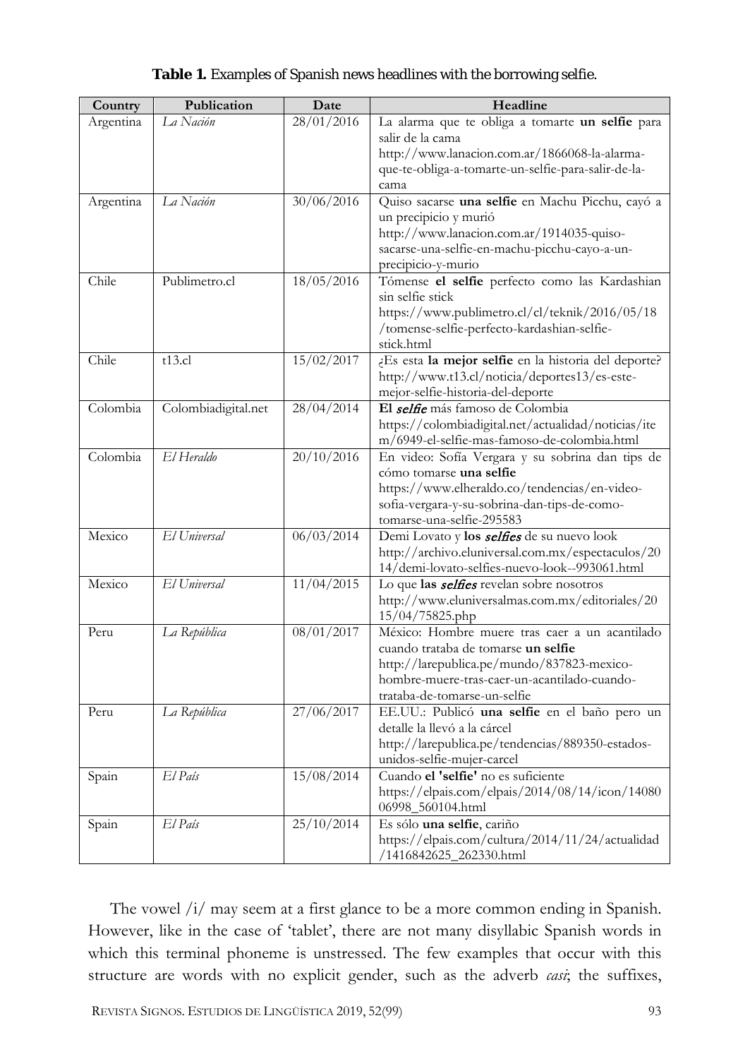**Table 1.** Examples of Spanish news headlines with the borrowing selfie.

| Country | Publication | Date | Headline |
|---|---|---|---|
| Argentina | *La Nación* | 28/01/2016 | La alarma que te obliga a tomarte **un selfie** para salir de la cama http://www.lanacion.com.ar/1866068-la-alarma-que-te-obliga-a-tomarte-un-selfie-para-salir-de-la-cama |
| Argentina | *La Nación* | 30/06/2016 | Quiso sacarse **una selfie** en Machu Picchu, cayó a un precipicio y murió http://www.lanacion.com.ar/1914035-quiso-sacarse-una-selfie-en-machu-picchu-cayo-a-un-precipicio-y-murio |
| Chile | Publimetro.cl | 18/05/2016 | Tómense **el selfie** perfecto como las Kardashian sin selfie stick https://www.publimetro.cl/cl/teknik/2016/05/18/tomense-selfie-perfecto-kardashian-selfie-stick.html |
| Chile | t13.cl | 15/02/2017 | ¿Es esta **la mejor selfie** en la historia del deporte? http://www.t13.cl/noticia/deportes13/es-este-mejor-selfie-historia-del-deporte |
| Colombia | Colombiadigital.net | 28/04/2014 | **El *selfie*** más famoso de Colombia https://colombiadigital.net/actualidad/noticias/item/6949-el-selfie-mas-famoso-de-colombia.html |
| Colombia | *El Heraldo* | 20/10/2016 | En video: Sofía Vergara y su sobrina dan tips de cómo tomarse **una selfie** https://www.elheraldo.co/tendencias/en-video-sofia-vergara-y-su-sobrina-dan-tips-de-como-tomarse-una-selfie-295583 |
| Mexico | *El Universal* | 06/03/2014 | Demi Lovato y **los *selfies*** de su nuevo look http://archivo.eluniversal.com.mx/espectaculos/2014/demi-lovato-selfies-nuevo-look--993061.html |
| Mexico | *El Universal* | 11/04/2015 | Lo que **las *selfies*** revelan sobre nosotros http://www.eluniversalmas.com.mx/editoriales/2015/04/75825.php |
| Peru | *La República* | 08/01/2017 | México: Hombre muere tras caer a un acantilado cuando trataba de tomarse **un selfie** http://larepublica.pe/mundo/837823-mexico-hombre-muere-tras-caer-un-acantilado-cuando-trataba-de-tomarse-un-selfie |
| Peru | *La República* | 27/06/2017 | EE.UU.: Publicó **una selfie** en el baño pero un detalle la llevó a la cárcel http://larepublica.pe/tendencias/889350-estados-unidos-selfie-mujer-carcel |
| Spain | *El País* | 15/08/2014 | Cuando **el 'selfie'** no es suficiente https://elpais.com/elpais/2014/08/14/icon/1408006998_560104.html |
| Spain | *El País* | 25/10/2014 | Es sólo **una selfie**, cariño https://elpais.com/cultura/2014/11/24/actualidad/1416842625_262330.html |

The vowel /i/ may seem at a first glance to be a more common ending in Spanish. However, like in the case of 'tablet', there are not many disyllabic Spanish words in which this terminal phoneme is unstressed. The few examples that occur with this structure are words with no explicit gender, such as the adverb *casi*; the suffixes,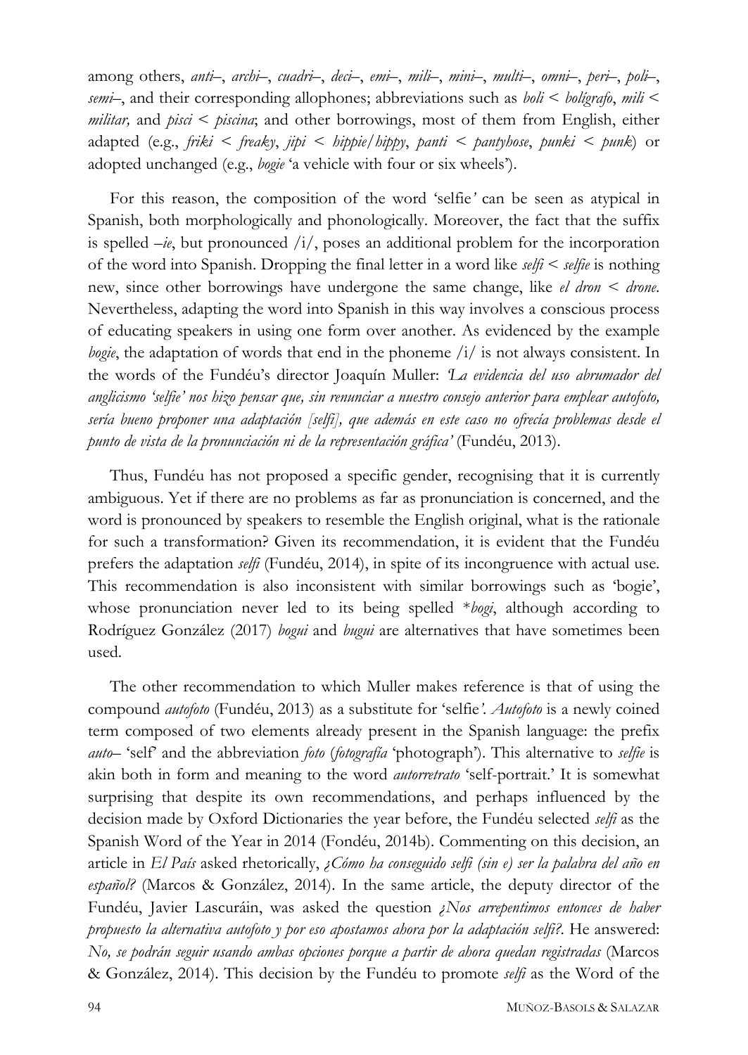among others, *anti–*, *archi–*, *cuadri–*, *deci–*, *emi–*, *mili–*, *mini–*, *multi–*, *omni–*, *peri–*, *poli–*, *semi–*, and their corresponding allophones; abbreviations such as *boli* < *bolígrafo*, *mili* < *militar,* and *pisci* < *piscina*; and other borrowings, most of them from English, either adapted (e.g., *friki* < *freaky*, *jipi* < *hippie*/*hippy*, *panti* < *pantyhose*, *punki* < *punk*) or adopted unchanged (e.g., *bogie* 'a vehicle with four or six wheels').

For this reason, the composition of the word 'selfie*'* can be seen as atypical in Spanish, both morphologically and phonologically. Moreover, the fact that the suffix is spelled *–ie*, but pronounced /i/, poses an additional problem for the incorporation of the word into Spanish. Dropping the final letter in a word like *selfi* < *selfie* is nothing new, since other borrowings have undergone the same change, like *el dron* < *drone*. Nevertheless, adapting the word into Spanish in this way involves a conscious process of educating speakers in using one form over another. As evidenced by the example *bogie*, the adaptation of words that end in the phoneme /i/ is not always consistent. In the words of the Fundéu's director Joaquín Muller: *'La evidencia del uso abrumador del anglicismo 'selfie' nos hizo pensar que, sin renunciar a nuestro consejo anterior para emplear autofoto, sería bueno proponer una adaptación [selfi], que además en este caso no ofrecía problemas desde el punto de vista de la pronunciación ni de la representación gráfica'* (Fundéu, 2013).

Thus, Fundéu has not proposed a specific gender, recognising that it is currently ambiguous. Yet if there are no problems as far as pronunciation is concerned, and the word is pronounced by speakers to resemble the English original, what is the rationale for such a transformation? Given its recommendation, it is evident that the Fundéu prefers the adaptation *selfi* (Fundéu, 2014), in spite of its incongruence with actual use. This recommendation is also inconsistent with similar borrowings such as 'bogie', whose pronunciation never led to its being spelled \**bogi*, although according to Rodríguez González (2017) *bogui* and *bugui* are alternatives that have sometimes been used.

The other recommendation to which Muller makes reference is that of using the compound *autofoto* (Fundéu, 2013) as a substitute for 'selfie*'*. *Autofoto* is a newly coined term composed of two elements already present in the Spanish language: the prefix *auto–* 'self' and the abbreviation *foto* (*fotografía* 'photograph'). This alternative to *selfie* is akin both in form and meaning to the word *autorretrato* 'self-portrait.' It is somewhat surprising that despite its own recommendations, and perhaps influenced by the decision made by Oxford Dictionaries the year before, the Fundéu selected *selfi* as the Spanish Word of the Year in 2014 (Fondéu, 2014b). Commenting on this decision, an article in *El País* asked rhetorically, *¿Cómo ha conseguido selfi (sin e) ser la palabra del año en español?* (Marcos & González, 2014). In the same article, the deputy director of the Fundéu, Javier Lascuráin, was asked the question *¿Nos arrepentimos entonces de haber propuesto la alternativa autofoto y por eso apostamos ahora por la adaptación selfi?*. He answered: *No, se podrán seguir usando ambas opciones porque a partir de ahora quedan registradas* (Marcos & González, 2014). This decision by the Fundéu to promote *selfi* as the Word of the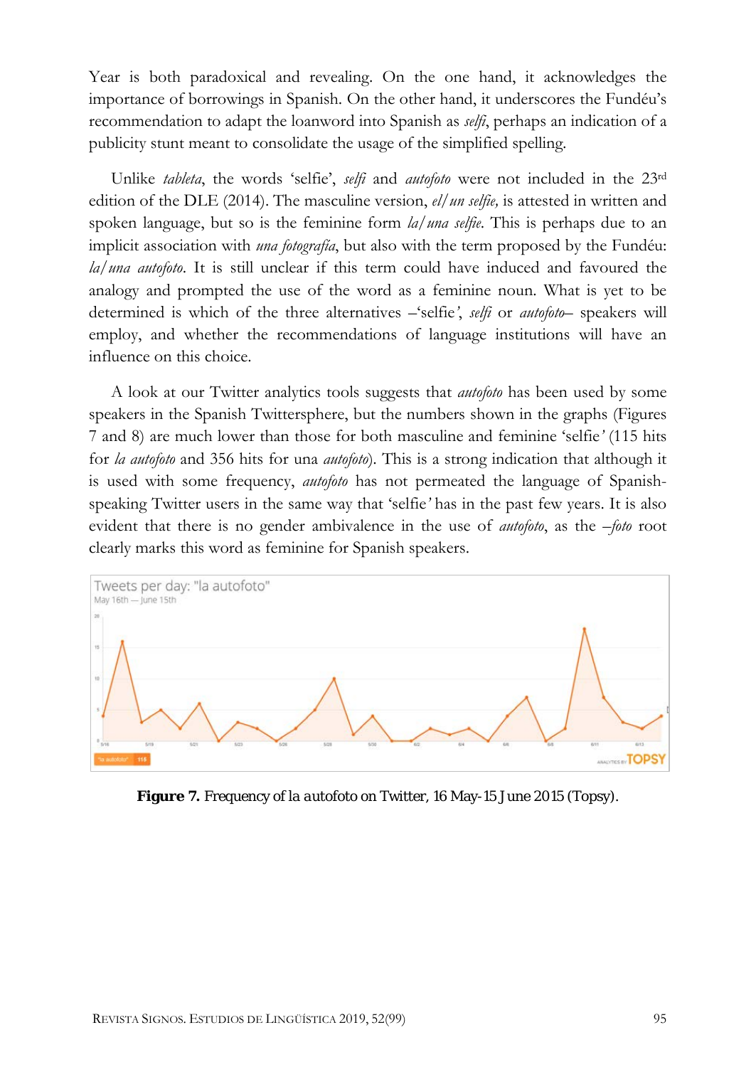Year is both paradoxical and revealing. On the one hand, it acknowledges the importance of borrowings in Spanish. On the other hand, it underscores the Fundéu's recommendation to adapt the loanword into Spanish as *selfi*, perhaps an indication of a publicity stunt meant to consolidate the usage of the simplified spelling.

Unlike *tableta*, the words 'selfie', *selfi* and *autofoto* were not included in the 23rd edition of the DLE (2014). The masculine version, *el/un selfie,* is attested in written and spoken language, but so is the feminine form *la/una selfie*. This is perhaps due to an implicit association with *una fotografía*, but also with the term proposed by the Fundéu: *la/una autofoto*. It is still unclear if this term could have induced and favoured the analogy and prompted the use of the word as a feminine noun. What is yet to be determined is which of the three alternatives –'selfie', *selfi* or *autofoto*– speakers will employ, and whether the recommendations of language institutions will have an influence on this choice.

A look at our Twitter analytics tools suggests that *autofoto* has been used by some speakers in the Spanish Twittersphere, but the numbers shown in the graphs (Figures 7 and 8) are much lower than those for both masculine and feminine 'selfie' (115 hits for *la autofoto* and 356 hits for una *autofoto*). This is a strong indication that although it is used with some frequency, *autofoto* has not permeated the language of Spanish-speaking Twitter users in the same way that 'selfie' has in the past few years. It is also evident that there is no gender ambivalence in the use of *autofoto*, as the *–foto* root clearly marks this word as feminine for Spanish speakers.

**Figure 7.** Frequency of la autofoto on Twitter, 16 May-15 June 2015 (Topsy).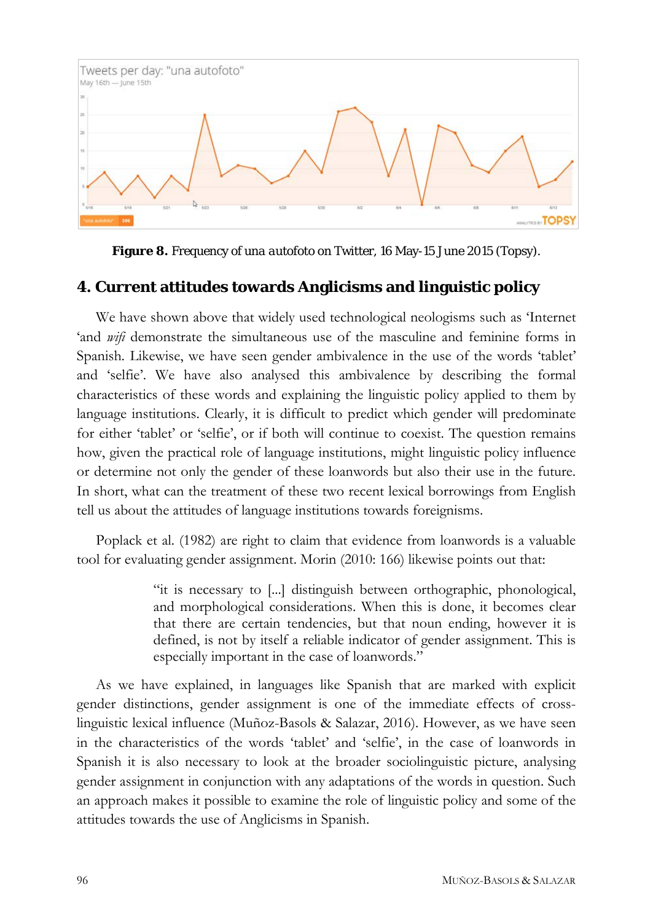**Figure 8.** Frequency of *una autofoto* on Twitter, 16 May-15 June 2015 (Topsy).

## 4. Current attitudes towards Anglicisms and linguistic policy

We have shown above that widely used technological neologisms such as 'Internet 'and *wifi* demonstrate the simultaneous use of the masculine and feminine forms in Spanish. Likewise, we have seen gender ambivalence in the use of the words 'tablet' and 'selfie'. We have also analysed this ambivalence by describing the formal characteristics of these words and explaining the linguistic policy applied to them by language institutions. Clearly, it is difficult to predict which gender will predominate for either 'tablet' or 'selfie', or if both will continue to coexist. The question remains how, given the practical role of language institutions, might linguistic policy influence or determine not only the gender of these loanwords but also their use in the future. In short, what can the treatment of these two recent lexical borrowings from English tell us about the attitudes of language institutions towards foreignisms.

Poplack et al. (1982) are right to claim that evidence from loanwords is a valuable tool for evaluating gender assignment. Morin (2010: 166) likewise points out that:

> "it is necessary to [...] distinguish between orthographic, phonological, and morphological considerations. When this is done, it becomes clear that there are certain tendencies, but that noun ending, however it is defined, is not by itself a reliable indicator of gender assignment. This is especially important in the case of loanwords."

As we have explained, in languages like Spanish that are marked with explicit gender distinctions, gender assignment is one of the immediate effects of cross-linguistic lexical influence (Muñoz-Basols & Salazar, 2016). However, as we have seen in the characteristics of the words 'tablet' and 'selfie', in the case of loanwords in Spanish it is also necessary to look at the broader sociolinguistic picture, analysing gender assignment in conjunction with any adaptations of the words in question. Such an approach makes it possible to examine the role of linguistic policy and some of the attitudes towards the use of Anglicisms in Spanish.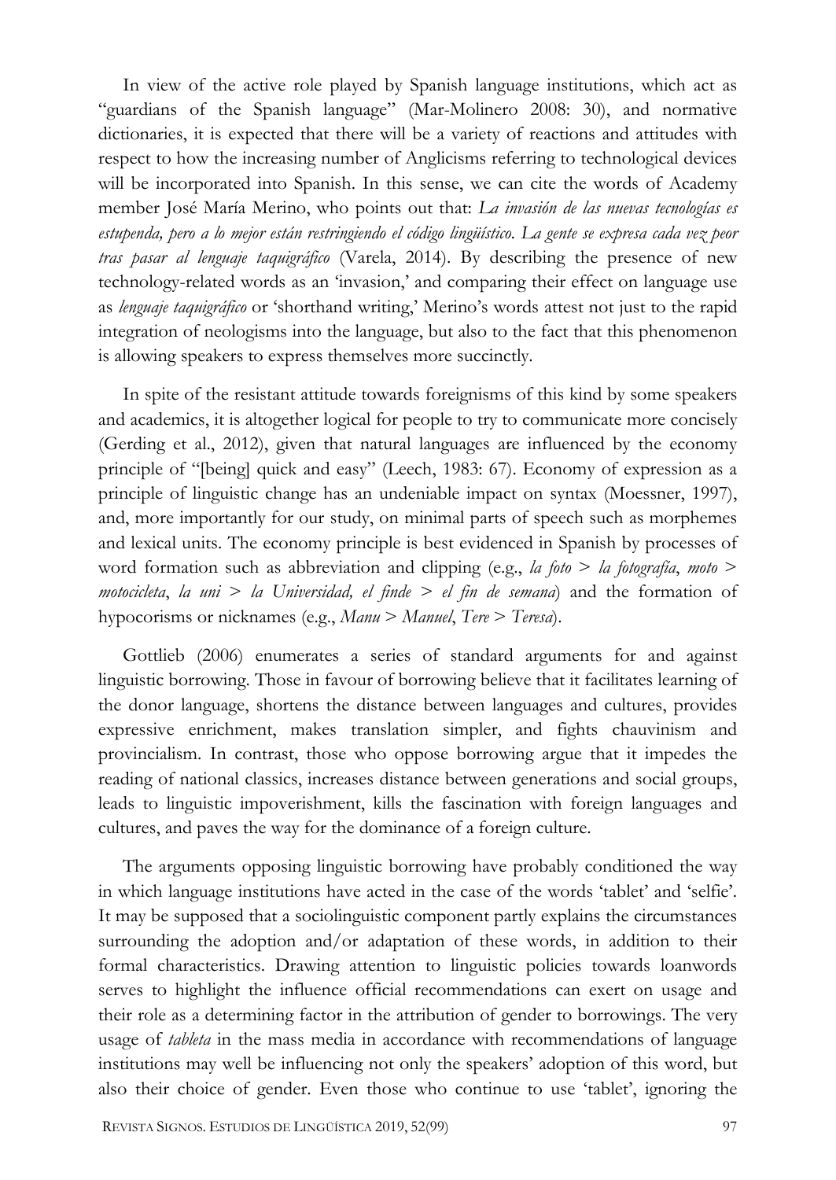In view of the active role played by Spanish language institutions, which act as "guardians of the Spanish language" (Mar-Molinero 2008: 30), and normative dictionaries, it is expected that there will be a variety of reactions and attitudes with respect to how the increasing number of Anglicisms referring to technological devices will be incorporated into Spanish. In this sense, we can cite the words of Academy member José María Merino, who points out that: *La invasión de las nuevas tecnologías es estupenda, pero a lo mejor están restringiendo el código lingüístico. La gente se expresa cada vez peor tras pasar al lenguaje taquigráfico* (Varela, 2014). By describing the presence of new technology-related words as an 'invasion,' and comparing their effect on language use as *lenguaje taquigráfico* or 'shorthand writing,' Merino's words attest not just to the rapid integration of neologisms into the language, but also to the fact that this phenomenon is allowing speakers to express themselves more succinctly.

In spite of the resistant attitude towards foreignisms of this kind by some speakers and academics, it is altogether logical for people to try to communicate more concisely (Gerding et al., 2012), given that natural languages are influenced by the economy principle of "[being] quick and easy" (Leech, 1983: 67). Economy of expression as a principle of linguistic change has an undeniable impact on syntax (Moessner, 1997), and, more importantly for our study, on minimal parts of speech such as morphemes and lexical units. The economy principle is best evidenced in Spanish by processes of word formation such as abbreviation and clipping (e.g., *la foto > la fotografía*, *moto > motocicleta*, *la uni > la Universidad, el finde > el fin de semana*) and the formation of hypocorisms or nicknames (e.g., *Manu > Manuel*, *Tere > Teresa*).

Gottlieb (2006) enumerates a series of standard arguments for and against linguistic borrowing. Those in favour of borrowing believe that it facilitates learning of the donor language, shortens the distance between languages and cultures, provides expressive enrichment, makes translation simpler, and fights chauvinism and provincialism. In contrast, those who oppose borrowing argue that it impedes the reading of national classics, increases distance between generations and social groups, leads to linguistic impoverishment, kills the fascination with foreign languages and cultures, and paves the way for the dominance of a foreign culture.

The arguments opposing linguistic borrowing have probably conditioned the way in which language institutions have acted in the case of the words 'tablet' and 'selfie'. It may be supposed that a sociolinguistic component partly explains the circumstances surrounding the adoption and/or adaptation of these words, in addition to their formal characteristics. Drawing attention to linguistic policies towards loanwords serves to highlight the influence official recommendations can exert on usage and their role as a determining factor in the attribution of gender to borrowings. The very usage of *tableta* in the mass media in accordance with recommendations of language institutions may well be influencing not only the speakers' adoption of this word, but also their choice of gender. Even those who continue to use 'tablet', ignoring the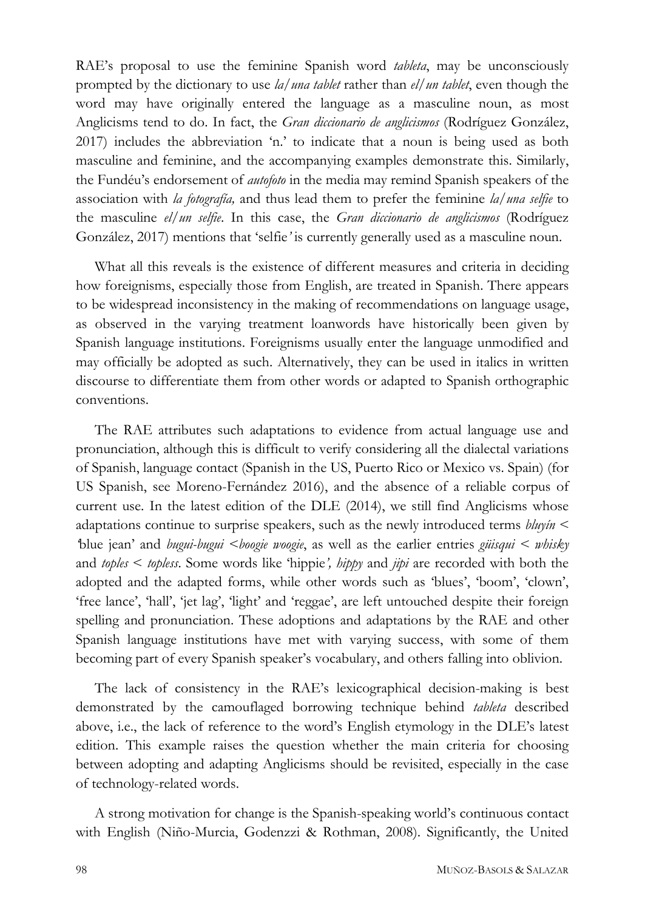RAE's proposal to use the feminine Spanish word *tableta*, may be unconsciously prompted by the dictionary to use *la/una tablet* rather than *el/un tablet*, even though the word may have originally entered the language as a masculine noun, as most Anglicisms tend to do. In fact, the *Gran diccionario de anglicismos* (Rodríguez González, 2017) includes the abbreviation 'n.' to indicate that a noun is being used as both masculine and feminine, and the accompanying examples demonstrate this. Similarly, the Fundéu's endorsement of *autofoto* in the media may remind Spanish speakers of the association with *la fotografía,* and thus lead them to prefer the feminine *la/una selfie* to the masculine *el/un selfie*. In this case, the *Gran diccionario de anglicismos* (Rodríguez González, 2017) mentions that 'selfie*'* is currently generally used as a masculine noun.

What all this reveals is the existence of different measures and criteria in deciding how foreignisms, especially those from English, are treated in Spanish. There appears to be widespread inconsistency in the making of recommendations on language usage, as observed in the varying treatment loanwords have historically been given by Spanish language institutions. Foreignisms usually enter the language unmodified and may officially be adopted as such. Alternatively, they can be used in italics in written discourse to differentiate them from other words or adapted to Spanish orthographic conventions.

The RAE attributes such adaptations to evidence from actual language use and pronunciation, although this is difficult to verify considering all the dialectal variations of Spanish, language contact (Spanish in the US, Puerto Rico or Mexico vs. Spain) (for US Spanish, see Moreno-Fernández 2016), and the absence of a reliable corpus of current use. In the latest edition of the DLE (2014), we still find Anglicisms whose adaptations continue to surprise speakers, such as the newly introduced terms *bluyín* < 'blue jean' and *bugui-bugui* <*boogie woogie*, as well as the earlier entries *güisqui* < *whisky* and *toples* < *topless*. Some words like 'hippie*', hippy* and *jipi* are recorded with both the adopted and the adapted forms, while other words such as 'blues', 'boom', 'clown', 'free lance', 'hall', 'jet lag', 'light' and 'reggae', are left untouched despite their foreign spelling and pronunciation. These adoptions and adaptations by the RAE and other Spanish language institutions have met with varying success, with some of them becoming part of every Spanish speaker's vocabulary, and others falling into oblivion.

The lack of consistency in the RAE's lexicographical decision-making is best demonstrated by the camouflaged borrowing technique behind *tableta* described above, i.e., the lack of reference to the word's English etymology in the DLE's latest edition. This example raises the question whether the main criteria for choosing between adopting and adapting Anglicisms should be revisited, especially in the case of technology-related words.

A strong motivation for change is the Spanish-speaking world's continuous contact with English (Niño-Murcia, Godenzzi & Rothman, 2008). Significantly, the United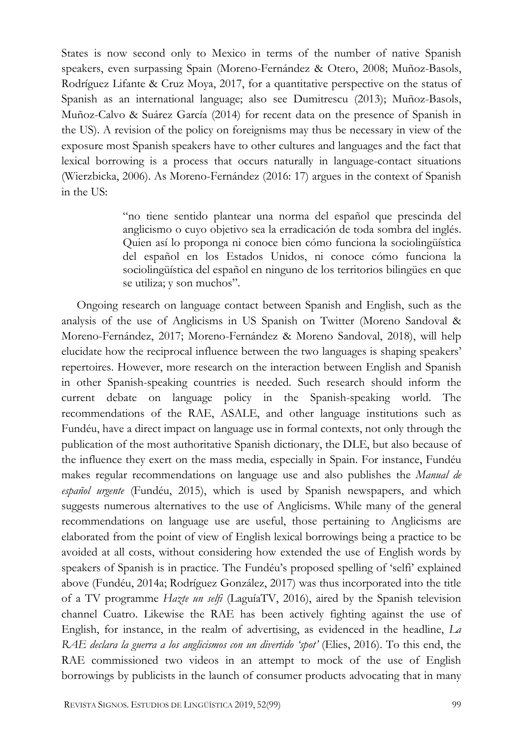States is now second only to Mexico in terms of the number of native Spanish speakers, even surpassing Spain (Moreno-Fernández & Otero, 2008; Muñoz-Basols, Rodríguez Lifante & Cruz Moya, 2017, for a quantitative perspective on the status of Spanish as an international language; also see Dumitrescu (2013); Muñoz-Basols, Muñoz-Calvo & Suárez García (2014) for recent data on the presence of Spanish in the US). A revision of the policy on foreignisms may thus be necessary in view of the exposure most Spanish speakers have to other cultures and languages and the fact that lexical borrowing is a process that occurs naturally in language-contact situations (Wierzbicka, 2006). As Moreno-Fernández (2016: 17) argues in the context of Spanish in the US:

> "no tiene sentido plantear una norma del español que prescinda del anglicismo o cuyo objetivo sea la erradicación de toda sombra del inglés. Quien así lo proponga ni conoce bien cómo funciona la sociolingüística del español en los Estados Unidos, ni conoce cómo funciona la sociolingüística del español en ninguno de los territorios bilingües en que se utiliza; y son muchos".

Ongoing research on language contact between Spanish and English, such as the analysis of the use of Anglicisms in US Spanish on Twitter (Moreno Sandoval & Moreno-Fernández, 2017; Moreno-Fernández & Moreno Sandoval, 2018), will help elucidate how the reciprocal influence between the two languages is shaping speakers' repertoires. However, more research on the interaction between English and Spanish in other Spanish-speaking countries is needed. Such research should inform the current debate on language policy in the Spanish-speaking world. The recommendations of the RAE, ASALE, and other language institutions such as Fundéu, have a direct impact on language use in formal contexts, not only through the publication of the most authoritative Spanish dictionary, the DLE, but also because of the influence they exert on the mass media, especially in Spain. For instance, Fundéu makes regular recommendations on language use and also publishes the *Manual de español urgente* (Fundéu, 2015), which is used by Spanish newspapers, and which suggests numerous alternatives to the use of Anglicisms. While many of the general recommendations on language use are useful, those pertaining to Anglicisms are elaborated from the point of view of English lexical borrowings being a practice to be avoided at all costs, without considering how extended the use of English words by speakers of Spanish is in practice. The Fundéu's proposed spelling of 'selfi' explained above (Fundéu, 2014a; Rodríguez González, 2017) was thus incorporated into the title of a TV programme *Hazte un selfi* (LaguíaTV, 2016), aired by the Spanish television channel Cuatro. Likewise the RAE has been actively fighting against the use of English, for instance, in the realm of advertising, as evidenced in the headline, *La RAE declara la guerra a los anglicismos con un divertido 'spot'* (Elies, 2016). To this end, the RAE commissioned two videos in an attempt to mock of the use of English borrowings by publicists in the launch of consumer products advocating that in many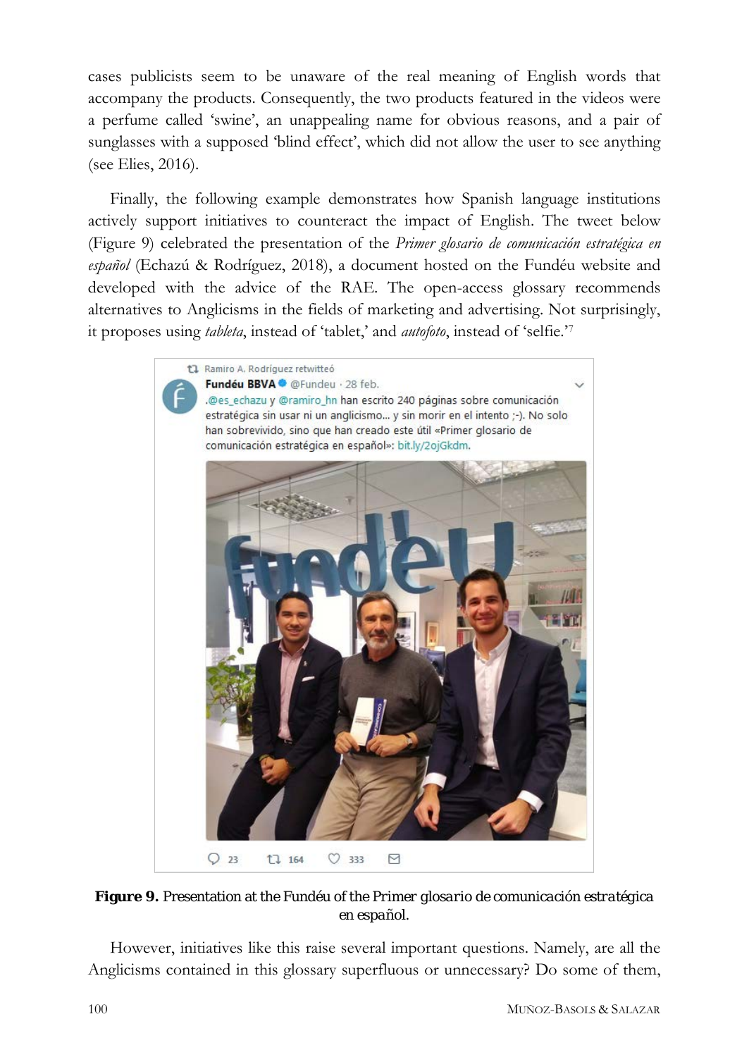cases publicists seem to be unaware of the real meaning of English words that accompany the products. Consequently, the two products featured in the videos were a perfume called 'swine', an unappealing name for obvious reasons, and a pair of sunglasses with a supposed 'blind effect', which did not allow the user to see anything (see Elies, 2016).

Finally, the following example demonstrates how Spanish language institutions actively support initiatives to counteract the impact of English. The tweet below (Figure 9) celebrated the presentation of the *Primer glosario de comunicación estratégica en español* (Echazú & Rodríguez, 2018), a document hosted on the Fundéu website and developed with the advice of the RAE. The open-access glossary recommends alternatives to Anglicisms in the fields of marketing and advertising. Not surprisingly, it proposes using *tableta*, instead of 'tablet,' and *autofoto*, instead of 'selfie.'[7]

**Figure 9.** *Presentation at the Fundéu of the Primer glosario de comunicación estratégica en español.*

However, initiatives like this raise several important questions. Namely, are all the Anglicisms contained in this glossary superfluous or unnecessary? Do some of them,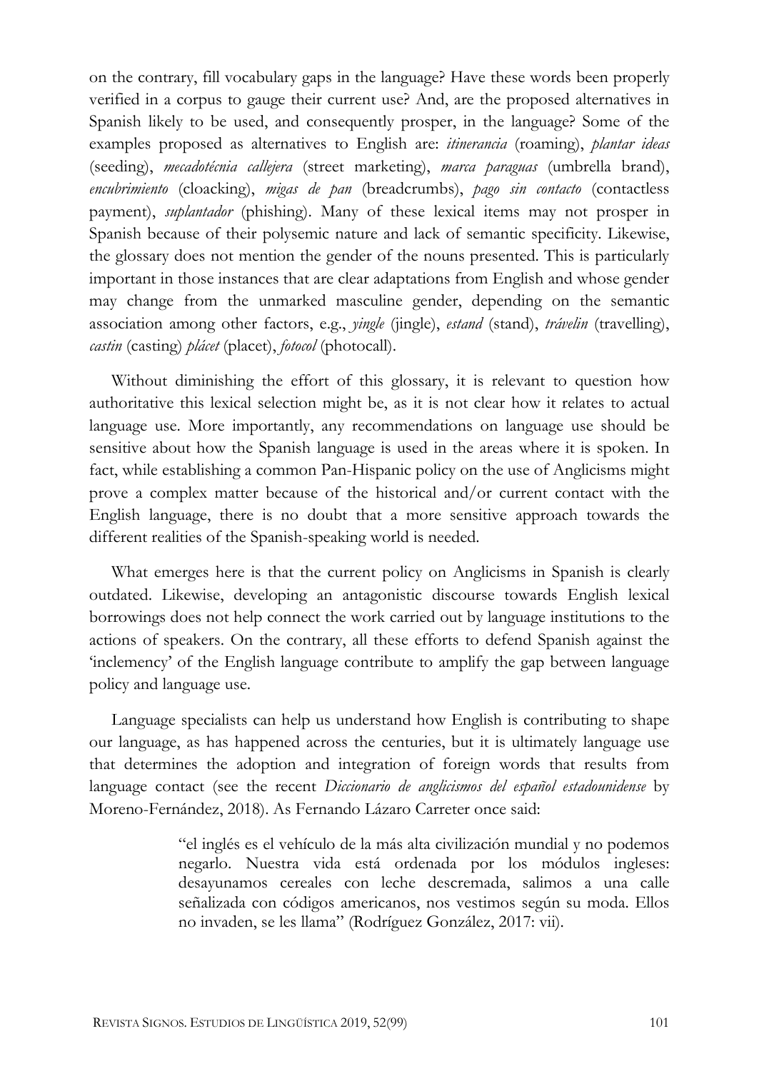on the contrary, fill vocabulary gaps in the language? Have these words been properly verified in a corpus to gauge their current use? And, are the proposed alternatives in Spanish likely to be used, and consequently prosper, in the language? Some of the examples proposed as alternatives to English are: *itinerancia* (roaming), *plantar ideas* (seeding), *mecadotécnia callejera* (street marketing), *marca paraguas* (umbrella brand), *encubrimiento* (cloacking), *migas de pan* (breadcrumbs), *pago sin contacto* (contactless payment), *suplantador* (phishing). Many of these lexical items may not prosper in Spanish because of their polysemic nature and lack of semantic specificity. Likewise, the glossary does not mention the gender of the nouns presented. This is particularly important in those instances that are clear adaptations from English and whose gender may change from the unmarked masculine gender, depending on the semantic association among other factors, e.g., *yingle* (jingle), *estand* (stand), *trávelin* (travelling), *castin* (casting) *plácet* (placet), *fotocol* (photocall).

Without diminishing the effort of this glossary, it is relevant to question how authoritative this lexical selection might be, as it is not clear how it relates to actual language use. More importantly, any recommendations on language use should be sensitive about how the Spanish language is used in the areas where it is spoken. In fact, while establishing a common Pan-Hispanic policy on the use of Anglicisms might prove a complex matter because of the historical and/or current contact with the English language, there is no doubt that a more sensitive approach towards the different realities of the Spanish-speaking world is needed.

What emerges here is that the current policy on Anglicisms in Spanish is clearly outdated. Likewise, developing an antagonistic discourse towards English lexical borrowings does not help connect the work carried out by language institutions to the actions of speakers. On the contrary, all these efforts to defend Spanish against the 'inclemency' of the English language contribute to amplify the gap between language policy and language use.

Language specialists can help us understand how English is contributing to shape our language, as has happened across the centuries, but it is ultimately language use that determines the adoption and integration of foreign words that results from language contact (see the recent *Diccionario de anglicismos del español estadounidense* by Moreno-Fernández, 2018). As Fernando Lázaro Carreter once said:

> "el inglés es el vehículo de la más alta civilización mundial y no podemos negarlo. Nuestra vida está ordenada por los módulos ingleses: desayunamos cereales con leche descremada, salimos a una calle señalizada con códigos americanos, nos vestimos según su moda. Ellos no invaden, se les llama" (Rodríguez González, 2017: vii).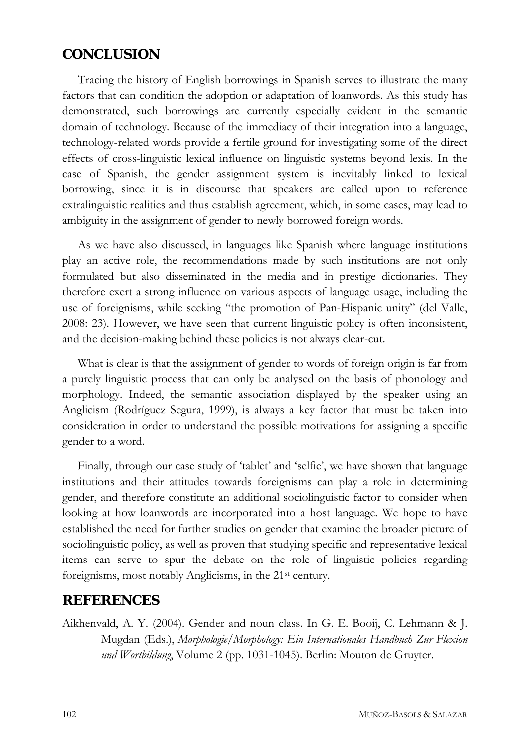## CONCLUSION

Tracing the history of English borrowings in Spanish serves to illustrate the many factors that can condition the adoption or adaptation of loanwords. As this study has demonstrated, such borrowings are currently especially evident in the semantic domain of technology. Because of the immediacy of their integration into a language, technology-related words provide a fertile ground for investigating some of the direct effects of cross-linguistic lexical influence on linguistic systems beyond lexis. In the case of Spanish, the gender assignment system is inevitably linked to lexical borrowing, since it is in discourse that speakers are called upon to reference extralinguistic realities and thus establish agreement, which, in some cases, may lead to ambiguity in the assignment of gender to newly borrowed foreign words.

As we have also discussed, in languages like Spanish where language institutions play an active role, the recommendations made by such institutions are not only formulated but also disseminated in the media and in prestige dictionaries. They therefore exert a strong influence on various aspects of language usage, including the use of foreignisms, while seeking "the promotion of Pan-Hispanic unity" (del Valle, 2008: 23). However, we have seen that current linguistic policy is often inconsistent, and the decision-making behind these policies is not always clear-cut.

What is clear is that the assignment of gender to words of foreign origin is far from a purely linguistic process that can only be analysed on the basis of phonology and morphology. Indeed, the semantic association displayed by the speaker using an Anglicism (Rodríguez Segura, 1999), is always a key factor that must be taken into consideration in order to understand the possible motivations for assigning a specific gender to a word.

Finally, through our case study of 'tablet' and 'selfie', we have shown that language institutions and their attitudes towards foreignisms can play a role in determining gender, and therefore constitute an additional sociolinguistic factor to consider when looking at how loanwords are incorporated into a host language. We hope to have established the need for further studies on gender that examine the broader picture of sociolinguistic policy, as well as proven that studying specific and representative lexical items can serve to spur the debate on the role of linguistic policies regarding foreignisms, most notably Anglicisms, in the 21st century.

## REFERENCES

Aikhenvald, A. Y. (2004). Gender and noun class. In G. E. Booij, C. Lehmann & J. Mugdan (Eds.), *Morphologie/Morphology: Ein Internationales Handbuch Zur Flexion und Wortbildung*, Volume 2 (pp. 1031-1045). Berlin: Mouton de Gruyter.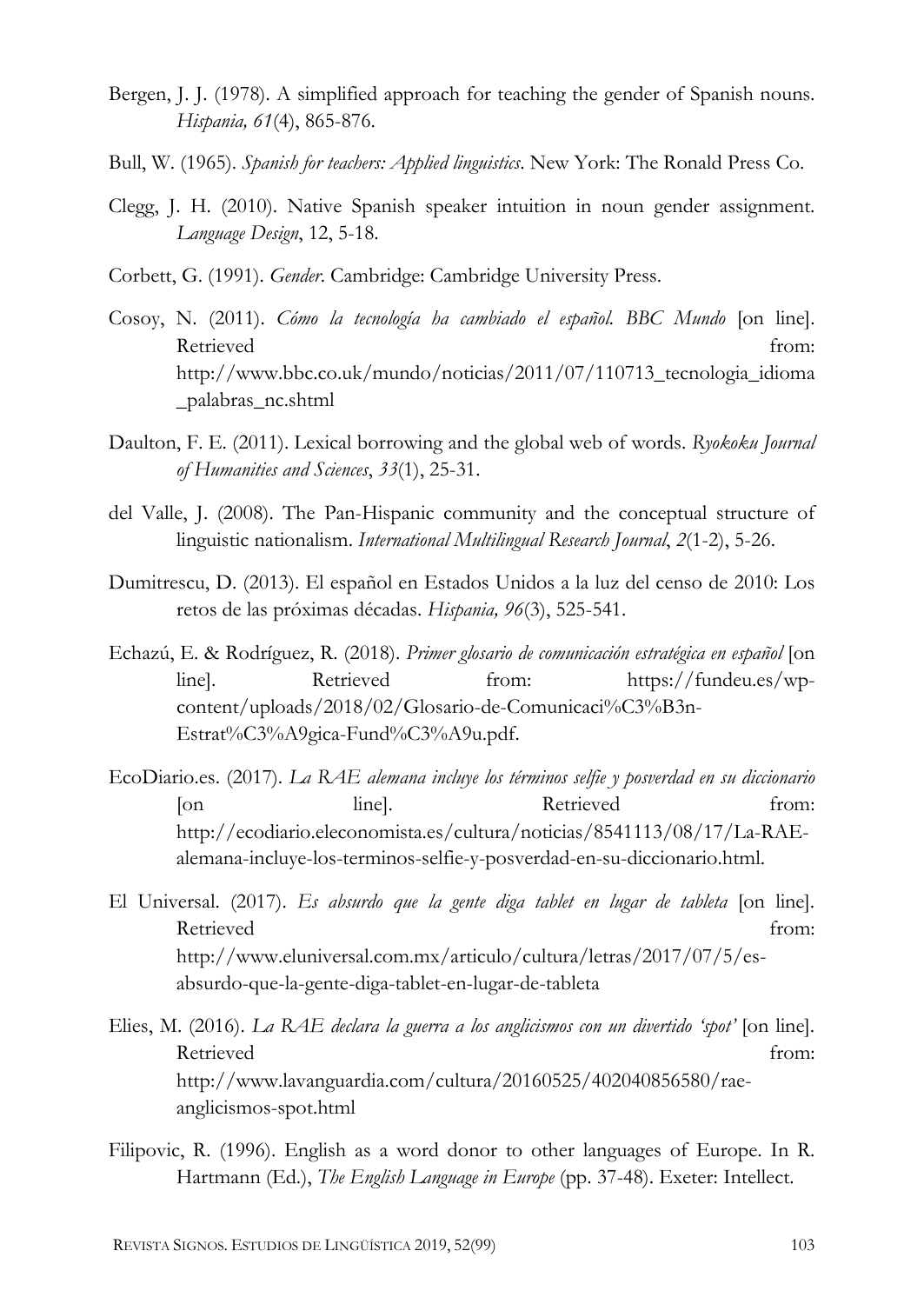Bergen, J. J. (1978). A simplified approach for teaching the gender of Spanish nouns. *Hispania, 61*(4), 865-876.

Bull, W. (1965). *Spanish for teachers: Applied linguistics*. New York: The Ronald Press Co.

Clegg, J. H. (2010). Native Spanish speaker intuition in noun gender assignment. *Language Design*, 12, 5-18.

Corbett, G. (1991). *Gender*. Cambridge: Cambridge University Press.

Cosoy, N. (2011). *Cómo la tecnología ha cambiado el español. BBC Mundo* [on line]. Retrieved from: http://www.bbc.co.uk/mundo/noticias/2011/07/110713_tecnologia_idioma_palabras_nc.shtml

Daulton, F. E. (2011). Lexical borrowing and the global web of words. *Ryokoku Journal of Humanities and Sciences*, *33*(1), 25-31.

del Valle, J. (2008). The Pan-Hispanic community and the conceptual structure of linguistic nationalism. *International Multilingual Research Journal*, *2*(1-2), 5-26.

Dumitrescu, D. (2013). El español en Estados Unidos a la luz del censo de 2010: Los retos de las próximas décadas. *Hispania, 96*(3), 525-541.

Echazú, E. & Rodríguez, R. (2018). *Primer glosario de comunicación estratégica en español* [on line]. Retrieved from: https://fundeu.es/wp-content/uploads/2018/02/Glosario-de-Comunicaci%C3%B3n-Estrat%C3%A9gica-Fund%C3%A9u.pdf.

EcoDiario.es. (2017). *La RAE alemana incluye los términos selfie y posverdad en su diccionario* [on line]. Retrieved from: http://ecodiario.eleconomista.es/cultura/noticias/8541113/08/17/La-RAE-alemana-incluye-los-terminos-selfie-y-posverdad-en-su-diccionario.html.

El Universal. (2017). *Es absurdo que la gente diga tablet en lugar de tableta* [on line]. Retrieved from: http://www.eluniversal.com.mx/articulo/cultura/letras/2017/07/5/es-absurdo-que-la-gente-diga-tablet-en-lugar-de-tableta

Elies, M. (2016). *La RAE declara la guerra a los anglicismos con un divertido 'spot'* [on line]. Retrieved from: http://www.lavanguardia.com/cultura/20160525/402040856580/rae-anglicismos-spot.html

Filipovic, R. (1996). English as a word donor to other languages of Europe. In R. Hartmann (Ed.), *The English Language in Europe* (pp. 37-48). Exeter: Intellect.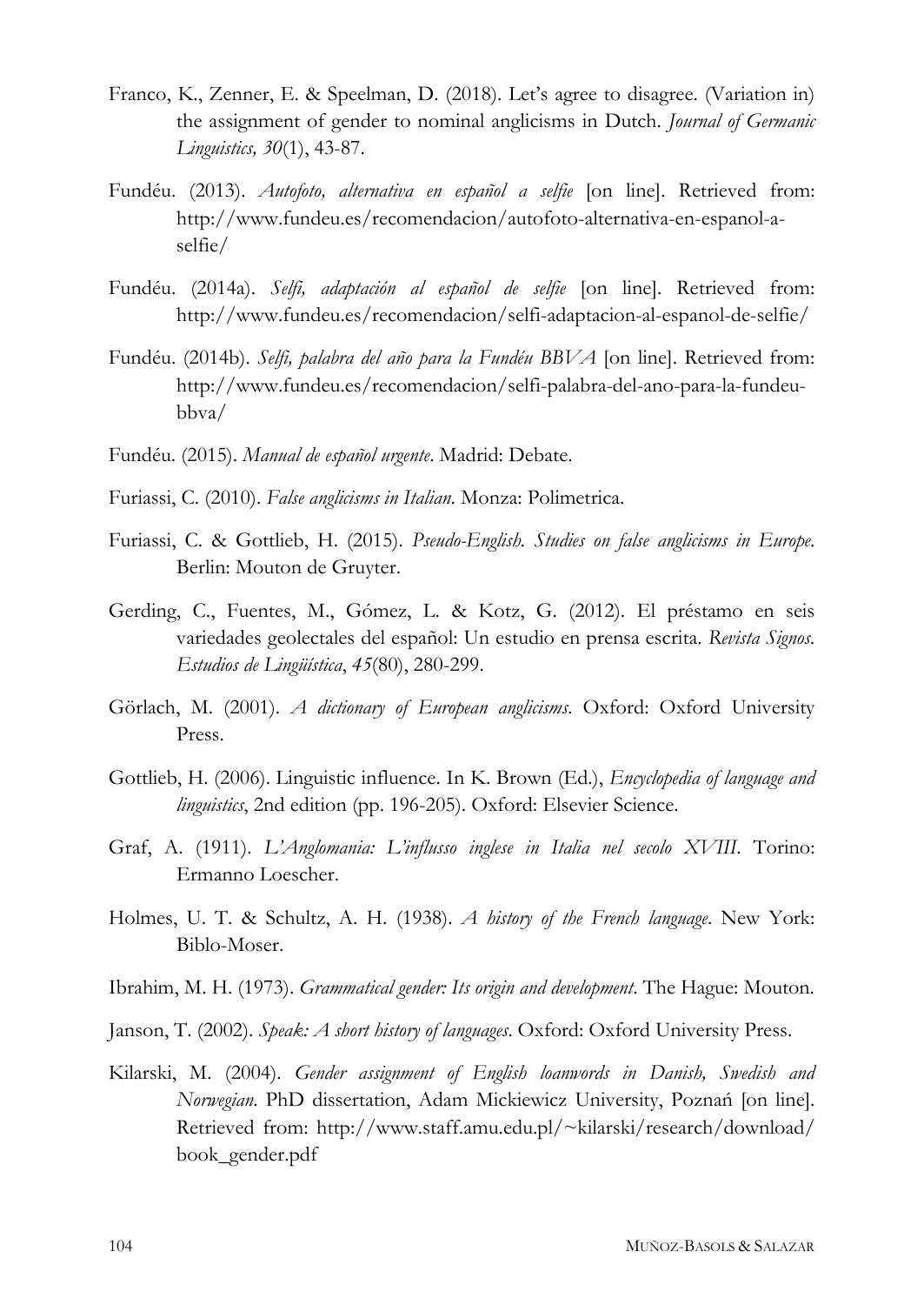Franco, K., Zenner, E. & Speelman, D. (2018). Let's agree to disagree. (Variation in) the assignment of gender to nominal anglicisms in Dutch. *Journal of Germanic Linguistics, 30*(1), 43-87.

Fundéu. (2013). *Autofoto, alternativa en español a selfie* [on line]. Retrieved from: http://www.fundeu.es/recomendacion/autofoto-alternativa-en-espanol-a-selfie/

Fundéu. (2014a). *Selfi, adaptación al español de selfie* [on line]. Retrieved from: http://www.fundeu.es/recomendacion/selfi-adaptacion-al-espanol-de-selfie/

Fundéu. (2014b). *Selfi, palabra del año para la Fundéu BBVA* [on line]. Retrieved from: http://www.fundeu.es/recomendacion/selfi-palabra-del-ano-para-la-fundeu-bbva/

Fundéu. (2015). *Manual de español urgente*. Madrid: Debate.

Furiassi, C. (2010). *False anglicisms in Italian*. Monza: Polimetrica.

Furiassi, C. & Gottlieb, H. (2015). *Pseudo-English. Studies on false anglicisms in Europe*. Berlin: Mouton de Gruyter.

Gerding, C., Fuentes, M., Gómez, L. & Kotz, G. (2012). El préstamo en seis variedades geolectales del español: Un estudio en prensa escrita. *Revista Signos. Estudios de Lingüística*, *45*(80), 280-299.

Görlach, M. (2001). *A dictionary of European anglicisms*. Oxford: Oxford University Press.

Gottlieb, H. (2006). Linguistic influence. In K. Brown (Ed.), *Encyclopedia of language and linguistics*, 2nd edition (pp. 196-205). Oxford: Elsevier Science.

Graf, A. (1911). *L'Anglomania: L'influsso inglese in Italia nel secolo XVIII*. Torino: Ermanno Loescher.

Holmes, U. T. & Schultz, A. H. (1938). *A history of the French language*. New York: Biblo-Moser.

Ibrahim, M. H. (1973). *Grammatical gender: Its origin and development*. The Hague: Mouton.

Janson, T. (2002). *Speak: A short history of languages*. Oxford: Oxford University Press.

Kilarski, M. (2004). *Gender assignment of English loanwords in Danish, Swedish and Norwegian*. PhD dissertation, Adam Mickiewicz University, Poznań [on line]. Retrieved from: http://www.staff.amu.edu.pl/~kilarski/research/download/book_gender.pdf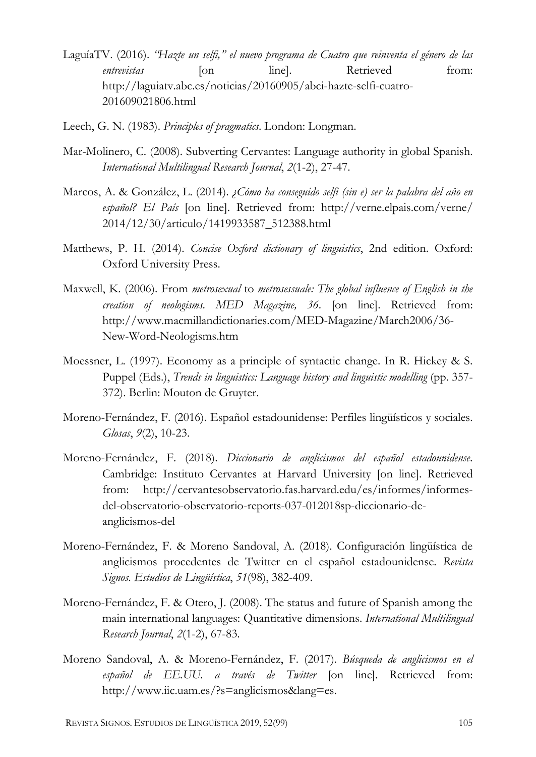LaguíaTV. (2016). *"Hazte un selfi," el nuevo programa de Cuatro que reinventa el género de las entrevistas* [on line]. Retrieved from: http://laguiatv.abc.es/noticias/20160905/abci-hazte-selfi-cuatro-201609021806.html

Leech, G. N. (1983). *Principles of pragmatics*. London: Longman.

Mar-Molinero, C. (2008). Subverting Cervantes: Language authority in global Spanish. *International Multilingual Research Journal*, *2*(1-2), 27-47.

Marcos, A. & González, L. (2014). *¿Cómo ha conseguido selfi (sin e) ser la palabra del año en español? El País* [on line]. Retrieved from: http://verne.elpais.com/verne/2014/12/30/articulo/1419933587_512388.html

Matthews, P. H. (2014). *Concise Oxford dictionary of linguistics*, 2nd edition. Oxford: Oxford University Press.

Maxwell, K. (2006). From *metrosexual* to *metrosessuale: The global influence of English in the creation of neologisms. MED Magazine, 36*. [on line]. Retrieved from: http://www.macmillandictionaries.com/MED-Magazine/March2006/36-New-Word-Neologisms.htm

Moessner, L. (1997). Economy as a principle of syntactic change. In R. Hickey & S. Puppel (Eds.), *Trends in linguistics: Language history and linguistic modelling* (pp. 357-372). Berlin: Mouton de Gruyter.

Moreno-Fernández, F. (2016). Español estadounidense: Perfiles lingüísticos y sociales. *Glosas*, *9*(2), 10-23.

Moreno-Fernández, F. (2018). *Diccionario de anglicismos del español estadounidense*. Cambridge: Instituto Cervantes at Harvard University [on line]. Retrieved from: http://cervantesobservatorio.fas.harvard.edu/es/informes/informes-del-observatorio-observatorio-reports-037-012018sp-diccionario-de-anglicismos-del

Moreno-Fernández, F. & Moreno Sandoval, A. (2018). Configuración lingüística de anglicismos procedentes de Twitter en el español estadounidense. *Revista Signos. Estudios de Lingüística*, *51*(98), 382-409.

Moreno-Fernández, F. & Otero, J. (2008). The status and future of Spanish among the main international languages: Quantitative dimensions. *International Multilingual Research Journal*, *2*(1-2), 67-83.

Moreno Sandoval, A. & Moreno-Fernández, F. (2017). *Búsqueda de anglicismos en el español de EE.UU. a través de Twitter* [on line]. Retrieved from: http://www.iic.uam.es/?s=anglicismos&lang=es.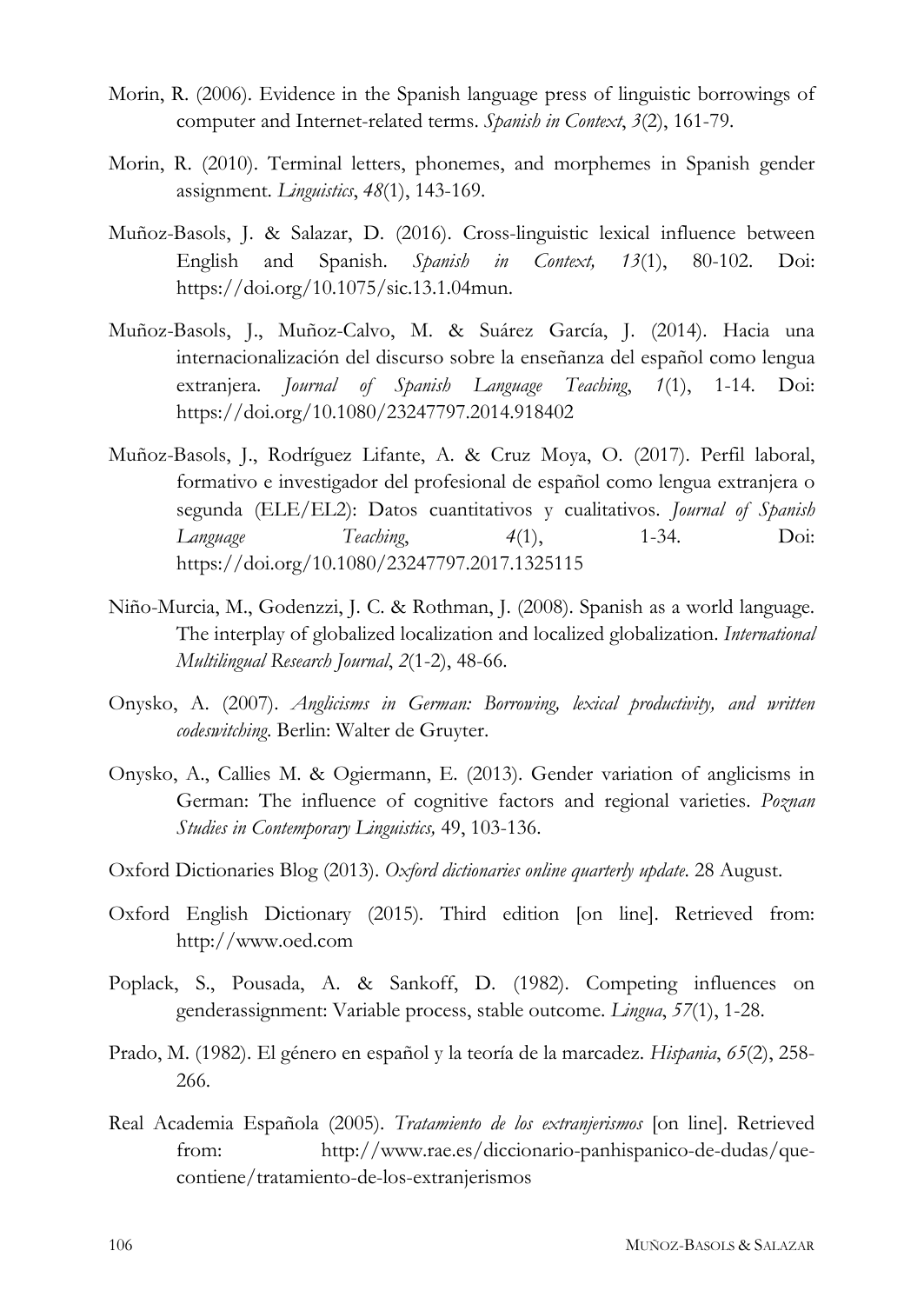Morin, R. (2006). Evidence in the Spanish language press of linguistic borrowings of computer and Internet-related terms. *Spanish in Context*, *3*(2), 161-79.

Morin, R. (2010). Terminal letters, phonemes, and morphemes in Spanish gender assignment. *Linguistics*, *48*(1), 143-169.

Muñoz-Basols, J. & Salazar, D. (2016). Cross-linguistic lexical influence between English and Spanish. *Spanish in Context, 13*(1), 80-102. Doi: https://doi.org/10.1075/sic.13.1.04mun.

Muñoz-Basols, J., Muñoz-Calvo, M. & Suárez García, J. (2014). Hacia una internacionalización del discurso sobre la enseñanza del español como lengua extranjera. *Journal of Spanish Language Teaching*, *1*(1), 1-14. Doi: https://doi.org/10.1080/23247797.2014.918402

Muñoz-Basols, J., Rodríguez Lifante, A. & Cruz Moya, O. (2017). Perfil laboral, formativo e investigador del profesional de español como lengua extranjera o segunda (ELE/EL2): Datos cuantitativos y cualitativos. *Journal of Spanish Language Teaching*, *4*(1), 1-34. Doi: https://doi.org/10.1080/23247797.2017.1325115

Niño-Murcia, M., Godenzzi, J. C. & Rothman, J. (2008). Spanish as a world language. The interplay of globalized localization and localized globalization. *International Multilingual Research Journal*, *2*(1-2), 48-66.

Onysko, A. (2007). *Anglicisms in German: Borrowing, lexical productivity, and written codeswitching*. Berlin: Walter de Gruyter.

Onysko, A., Callies M. & Ogiermann, E. (2013). Gender variation of anglicisms in German: The influence of cognitive factors and regional varieties. *Poznan Studies in Contemporary Linguistics,* 49, 103-136.

Oxford Dictionaries Blog (2013). *Oxford dictionaries online quarterly update*. 28 August.

Oxford English Dictionary (2015). Third edition [on line]. Retrieved from: http://www.oed.com

Poplack, S., Pousada, A. & Sankoff, D. (1982). Competing influences on genderassignment: Variable process, stable outcome. *Lingua*, *57*(1), 1-28.

Prado, M. (1982). El género en español y la teoría de la marcadez. *Hispania*, *65*(2), 258-266.

Real Academia Española (2005). *Tratamiento de los extranjerismos* [on line]. Retrieved from: http://www.rae.es/diccionario-panhispanico-de-dudas/que-contiene/tratamiento-de-los-extranjerismos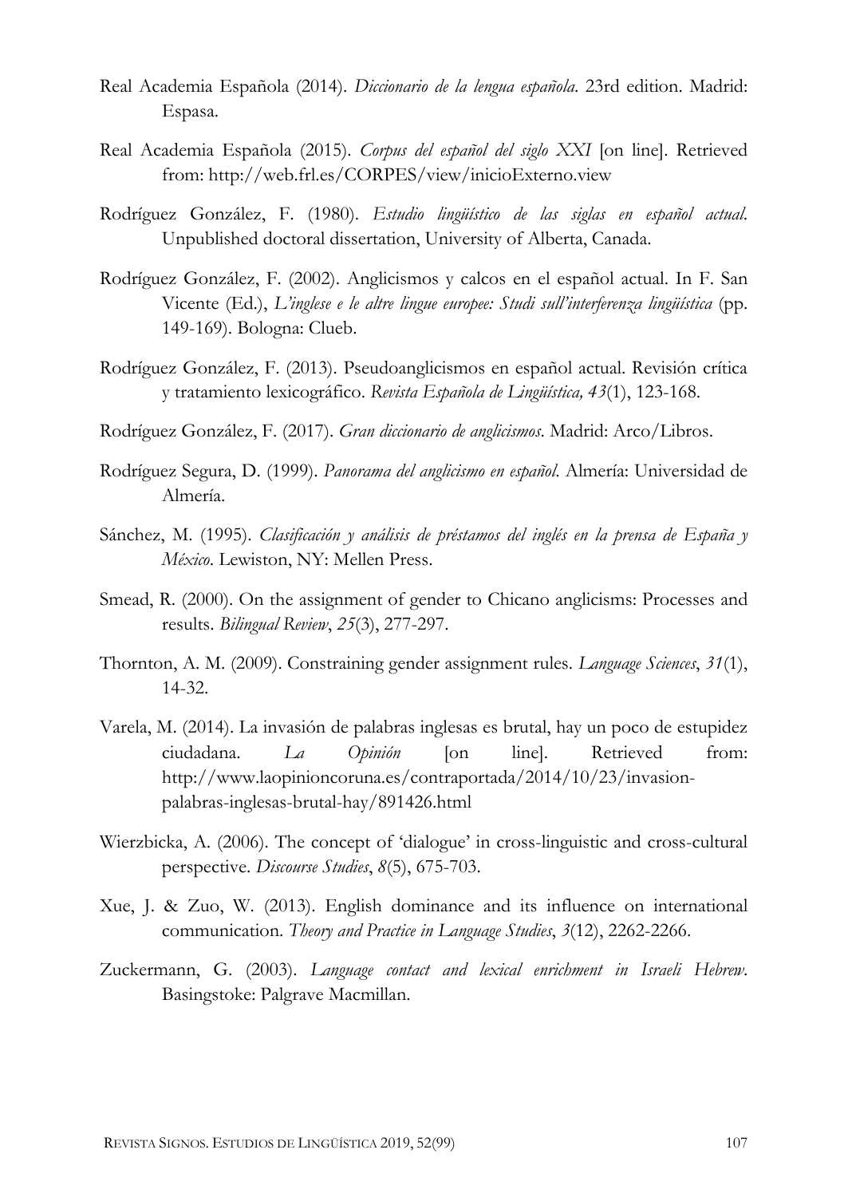Real Academia Española (2014). *Diccionario de la lengua española*. 23rd edition. Madrid: Espasa.

Real Academia Española (2015). *Corpus del español del siglo XXI* [on line]. Retrieved from: http://web.frl.es/CORPES/view/inicioExterno.view

Rodríguez González, F. (1980). *Estudio lingüístico de las siglas en español actual*. Unpublished doctoral dissertation, University of Alberta, Canada.

Rodríguez González, F. (2002). Anglicismos y calcos en el español actual. In F. San Vicente (Ed.), *L'inglese e le altre lingue europee: Studi sull'interferenza lingüística* (pp. 149-169). Bologna: Clueb.

Rodríguez González, F. (2013). Pseudoanglicismos en español actual. Revisión crítica y tratamiento lexicográfico. *Revista Española de Lingüística, 43*(1), 123-168.

Rodríguez González, F. (2017). *Gran diccionario de anglicismos*. Madrid: Arco/Libros.

Rodríguez Segura, D. (1999). *Panorama del anglicismo en español*. Almería: Universidad de Almería.

Sánchez, M. (1995). *Clasificación y análisis de préstamos del inglés en la prensa de España y México*. Lewiston, NY: Mellen Press.

Smead, R. (2000). On the assignment of gender to Chicano anglicisms: Processes and results. *Bilingual Review*, *25*(3), 277-297.

Thornton, A. M. (2009). Constraining gender assignment rules. *Language Sciences*, *31*(1), 14-32.

Varela, M. (2014). La invasión de palabras inglesas es brutal, hay un poco de estupidez ciudadana. *La Opinión* [on line]. Retrieved from: http://www.laopinioncoruna.es/contraportada/2014/10/23/invasion-palabras-inglesas-brutal-hay/891426.html

Wierzbicka, A. (2006). The concept of 'dialogue' in cross-linguistic and cross-cultural perspective. *Discourse Studies*, *8*(5), 675-703.

Xue, J. & Zuo, W. (2013). English dominance and its influence on international communication. *Theory and Practice in Language Studies*, *3*(12), 2262-2266.

Zuckermann, G. (2003). *Language contact and lexical enrichment in Israeli Hebrew*. Basingstoke: Palgrave Macmillan.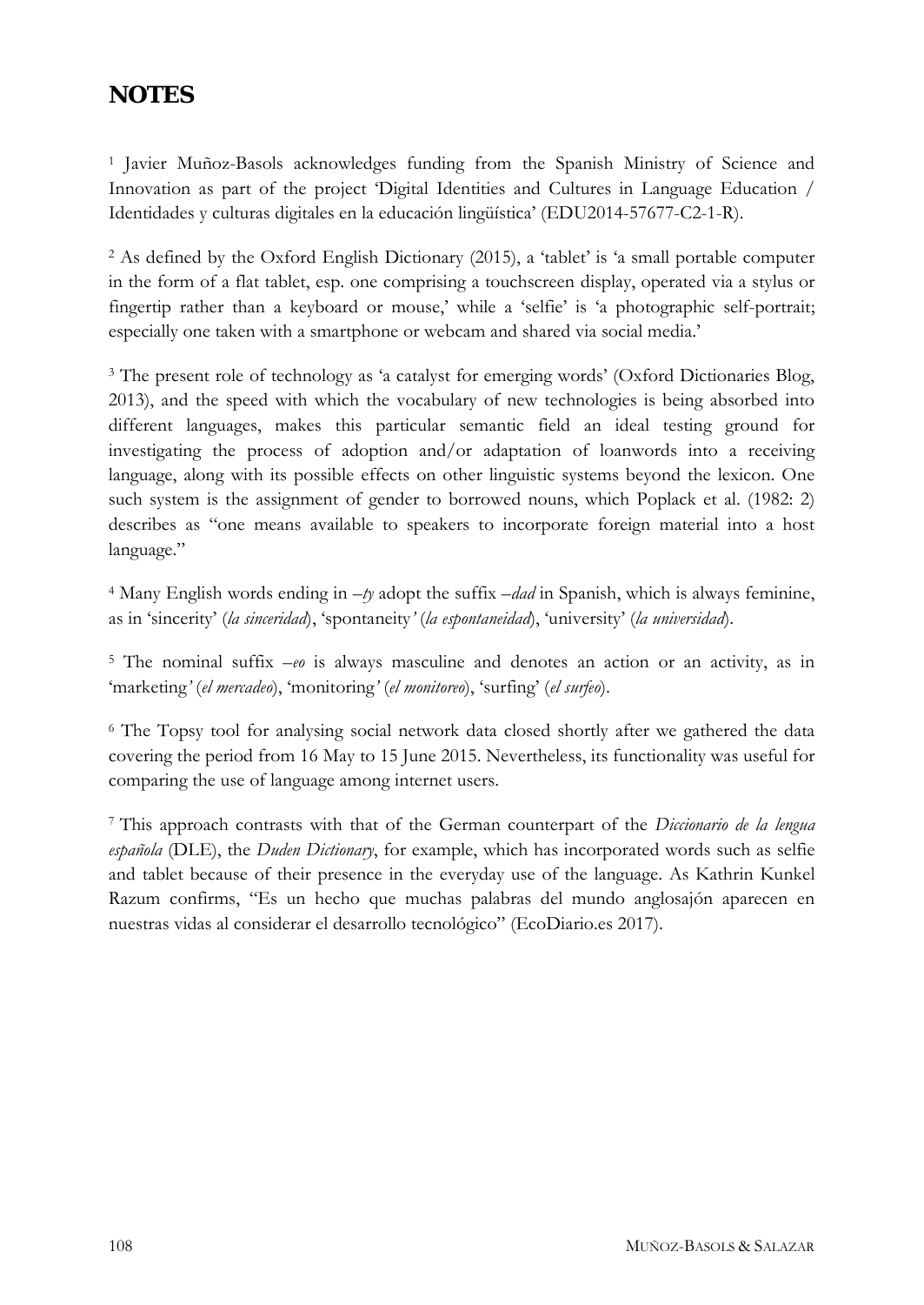# NOTES

[1] Javier Muñoz-Basols acknowledges funding from the Spanish Ministry of Science and Innovation as part of the project 'Digital Identities and Cultures in Language Education / Identidades y culturas digitales en la educación lingüística' (EDU2014-57677-C2-1-R).

[2] As defined by the Oxford English Dictionary (2015), a 'tablet' is 'a small portable computer in the form of a flat tablet, esp. one comprising a touchscreen display, operated via a stylus or fingertip rather than a keyboard or mouse,' while a 'selfie' is 'a photographic self-portrait; especially one taken with a smartphone or webcam and shared via social media.'

[3] The present role of technology as 'a catalyst for emerging words' (Oxford Dictionaries Blog, 2013), and the speed with which the vocabulary of new technologies is being absorbed into different languages, makes this particular semantic field an ideal testing ground for investigating the process of adoption and/or adaptation of loanwords into a receiving language, along with its possible effects on other linguistic systems beyond the lexicon. One such system is the assignment of gender to borrowed nouns, which Poplack et al. (1982: 2) describes as "one means available to speakers to incorporate foreign material into a host language."

[4] Many English words ending in *–ty* adopt the suffix *–dad* in Spanish, which is always feminine, as in 'sincerity' (*la sinceridad*), 'spontaneity' (*la espontaneidad*), 'university' (*la universidad*).

[5] The nominal suffix *–eo* is always masculine and denotes an action or an activity, as in 'marketing' (*el mercadeo*), 'monitoring' (*el monitoreo*), 'surfing' (*el surfeo*).

[6] The Topsy tool for analysing social network data closed shortly after we gathered the data covering the period from 16 May to 15 June 2015. Nevertheless, its functionality was useful for comparing the use of language among internet users.

[7] This approach contrasts with that of the German counterpart of the *Diccionario de la lengua española* (DLE), the *Duden Dictionary*, for example, which has incorporated words such as selfie and tablet because of their presence in the everyday use of the language. As Kathrin Kunkel Razum confirms, "Es un hecho que muchas palabras del mundo anglosajón aparecen en nuestras vidas al considerar el desarrollo tecnológico" (EcoDiario.es 2017).